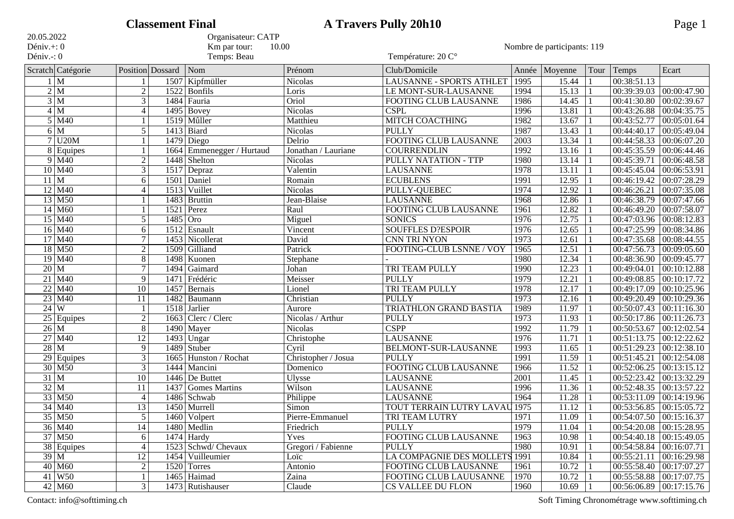# Classement Final — A Travers Pully 20h10

20.05.2022
Déniv.+: 0
Déniv.-: 0

Organisateur: CATP
Km par tour: 10.00
Temps: Beau

Température: 20 C°

Nombre de participants: 119

| Scratch | Catégorie | Position | Dossard | Nom | Prénom | Club/Domicile | Année | Moyenne | Tour | Temps | Ecart |
|---|---|---|---|---|---|---|---|---|---|---|---|
| 1 | M | 1 | 1507 | Kipfmüller | Nicolas | LAUSANNE - SPORTS ATHLET | 1995 | 15.44 | 1 | 00:38:51.13 | |
| 2 | M | 2 | 1522 | Bonfils | Loris | LE MONT-SUR-LAUSANNE | 1994 | 15.13 | 1 | 00:39:39.03 | 00:00:47.90 |
| 3 | M | 3 | 1484 | Fauria | Oriol | FOOTING CLUB LAUSANNE | 1986 | 14.45 | 1 | 00:41:30.80 | 00:02:39.67 |
| 4 | M | 4 | 1495 | Bovey | Nicolas | CSPL | 1996 | 13.81 | 1 | 00:43:26.88 | 00:04:35.75 |
| 5 | M40 | 1 | 1519 | Mûller | Matthieu | MITCH COACTHING | 1982 | 13.67 | 1 | 00:43:52.77 | 00:05:01.64 |
| 6 | M | 5 | 1413 | Biard | Nicolas | PULLY | 1987 | 13.43 | 1 | 00:44:40.17 | 00:05:49.04 |
| 7 | U20M | 1 | 1479 | Diego | Delrio | FOOTING CLUB LAUSANNE | 2003 | 13.34 | 1 | 00:44:58.33 | 00:06:07.20 |
| 8 | Equipes | 1 | 1664 | Emmenegger / Hurtaud | Jonathan / Lauriane | COURRENDLIN | 1992 | 13.16 | 1 | 00:45:35.59 | 00:06:44.46 |
| 9 | M40 | 2 | 1448 | Shelton | Nicolas | PULLY NATATION - TTP | 1980 | 13.14 | 1 | 00:45:39.71 | 00:06:48.58 |
| 10 | M40 | 3 | 1517 | Depraz | Valentin | LAUSANNE | 1978 | 13.11 | 1 | 00:45:45.04 | 00:06:53.91 |
| 11 | M | 6 | 1501 | Daniel | Romain | ECUBLENS | 1991 | 12.95 | 1 | 00:46:19.42 | 00:07:28.29 |
| 12 | M40 | 4 | 1513 | Vuillet | Nicolas | PULLY-QUEBEC | 1974 | 12.92 | 1 | 00:46:26.21 | 00:07:35.08 |
| 13 | M50 | 1 | 1483 | Bruttin | Jean-Blaise | LAUSANNE | 1968 | 12.86 | 1 | 00:46:38.79 | 00:07:47.66 |
| 14 | M60 | 1 | 1521 | Perez | Raul | FOOTING CLUB LAUSANNE | 1961 | 12.82 | 1 | 00:46:49.20 | 00:07:58.07 |
| 15 | M40 | 5 | 1485 | Oro | Miguel | SONICS | 1976 | 12.75 | 1 | 00:47:03.96 | 00:08:12.83 |
| 16 | M40 | 6 | 1512 | Esnault | Vincent | SOUFFLES D?ESPOIR | 1976 | 12.65 | 1 | 00:47:25.99 | 00:08:34.86 |
| 17 | M40 | 7 | 1453 | Nicollerat | David | CNN TRI NYON | 1973 | 12.61 | 1 | 00:47:35.68 | 00:08:44.55 |
| 18 | M50 | 2 | 1509 | Gilliand | Patrick | FOOTING-CLUB LSNNE / VOY | 1965 | 12.51 | 1 | 00:47:56.73 | 00:09:05.60 |
| 19 | M40 | 8 | 1498 | Kuonen | Stephane | - | 1980 | 12.34 | 1 | 00:48:36.90 | 00:09:45.77 |
| 20 | M | 7 | 1494 | Gaimard | Johan | TRI TEAM PULLY | 1990 | 12.23 | 1 | 00:49:04.01 | 00:10:12.88 |
| 21 | M40 | 9 | 1471 | Frédéric | Meisser | PULLY | 1979 | 12.21 | 1 | 00:49:08.85 | 00:10:17.72 |
| 22 | M40 | 10 | 1457 | Bernais | Lionel | TRI TEAM PULLY | 1978 | 12.17 | 1 | 00:49:17.09 | 00:10:25.96 |
| 23 | M40 | 11 | 1482 | Baumann | Christian | PULLY | 1973 | 12.16 | 1 | 00:49:20.49 | 00:10:29.36 |
| 24 | W | 1 | 1518 | Jarlier | Aurore | TRIATHLON GRAND BASTIA | 1989 | 11.97 | 1 | 00:50:07.43 | 00:11:16.30 |
| 25 | Equipes | 2 | 1663 | Clerc / Clerc | Nicolas / Arthur | PULLY | 1973 | 11.93 | 1 | 00:50:17.86 | 00:11:26.73 |
| 26 | M | 8 | 1490 | Mayer | Nicolas | CSPP | 1992 | 11.79 | 1 | 00:50:53.67 | 00:12:02.54 |
| 27 | M40 | 12 | 1493 | Ungar | Christophe | LAUSANNE | 1976 | 11.71 | 1 | 00:51:13.75 | 00:12:22.62 |
| 28 | M | 9 | 1489 | Stuber | Cyril | BELMONT-SUR-LAUSANNE | 1993 | 11.65 | 1 | 00:51:29.23 | 00:12:38.10 |
| 29 | Equipes | 3 | 1665 | Hunston / Rochat | Christopher / Josua | PULLY | 1991 | 11.59 | 1 | 00:51:45.21 | 00:12:54.08 |
| 30 | M50 | 3 | 1444 | Mancini | Domenico | FOOTING CLUB LAUSANNE | 1966 | 11.52 | 1 | 00:52:06.25 | 00:13:15.12 |
| 31 | M | 10 | 1446 | De Buttet | Ulysse | LAUSANNE | 2001 | 11.45 | 1 | 00:52:23.42 | 00:13:32.29 |
| 32 | M | 11 | 1437 | Gomes Martins | Wilson | LAUSANNE | 1996 | 11.36 | 1 | 00:52:48.35 | 00:13:57.22 |
| 33 | M50 | 4 | 1486 | Schwab | Philippe | LAUSANNE | 1964 | 11.28 | 1 | 00:53:11.09 | 00:14:19.96 |
| 34 | M40 | 13 | 1450 | Murrell | Simon | TOUT TERRAIN LUTRY LAVAU | 1975 | 11.12 | 1 | 00:53:56.85 | 00:15:05.72 |
| 35 | M50 | 5 | 1460 | Volpert | Pierre-Emmanuel | TRI TEAM LUTRY | 1971 | 11.09 | 1 | 00:54:07.50 | 00:15:16.37 |
| 36 | M40 | 14 | 1480 | Medlin | Friedrich | PULLY | 1979 | 11.04 | 1 | 00:54:20.08 | 00:15:28.95 |
| 37 | M50 | 6 | 1474 | Hardy | Yves | FOOTING CLUB LAUSANNE | 1963 | 10.98 | 1 | 00:54:40.18 | 00:15:49.05 |
| 38 | Equipes | 4 | 1523 | Schwd/ Chevaux | Gregori / Fabienne | PULLY | 1980 | 10.91 | 1 | 00:54:58.84 | 00:16:07.71 |
| 39 | M | 12 | 1454 | Vuilleumier | Loïc | LA COMPAGNIE DES MOLLETS | 1991 | 10.84 | 1 | 00:55:21.11 | 00:16:29.98 |
| 40 | M60 | 2 | 1520 | Torres | Antonio | FOOTING CLUB LAUSANNE | 1961 | 10.72 | 1 | 00:55:58.40 | 00:17:07.27 |
| 41 | W50 | 1 | 1465 | Haimad | Zaina | FOOTING CLUB LAUUSANNE | 1970 | 10.72 | 1 | 00:55:58.88 | 00:17:07.75 |
| 42 | M60 | 3 | 1473 | Rutishauser | Claude | CS VALLEE DU FLON | 1960 | 10.69 | 1 | 00:56:06.89 | 00:17:15.76 |

Contact: info@softtiming.ch — Soft Timing Chronométrage www.softtiming.ch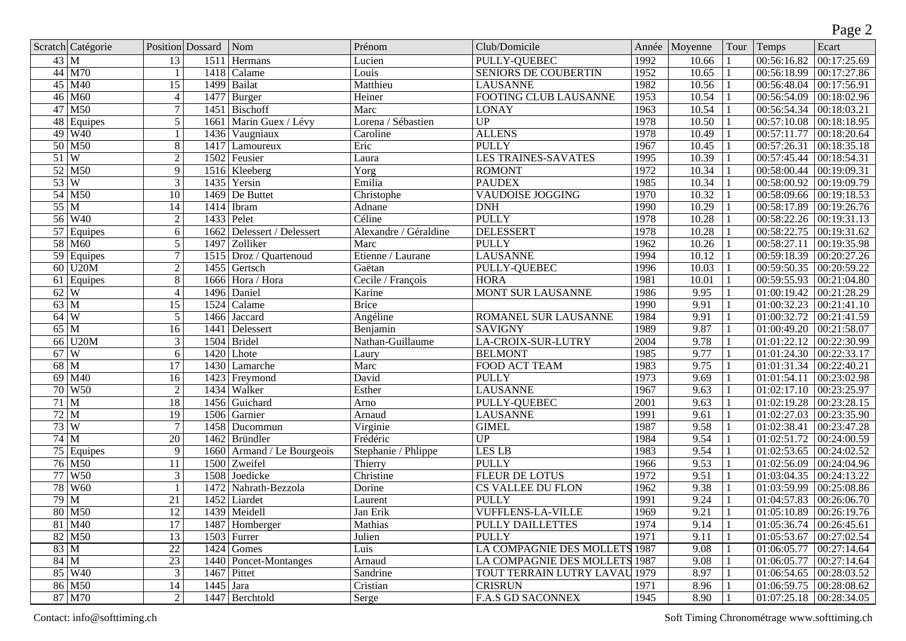| Scratch | Catégorie | Position | Dossard | Nom | Prénom | Club/Domicile | Année | Moyenne | Tour | Temps | Ecart |
|---|---|---|---|---|---|---|---|---|---|---|---|
| 43 | M | 13 | 1511 | Hermans | Lucien | PULLY-QUEBEC | 1992 | 10.66 | 1 | 00:56:16.82 | 00:17:25.69 |
| 44 | M70 | 1 | 1418 | Calame | Louis | SENIORS DE COUBERTIN | 1952 | 10.65 | 1 | 00:56:18.99 | 00:17:27.86 |
| 45 | M40 | 15 | 1499 | Bailat | Matthieu | LAUSANNE | 1982 | 10.56 | 1 | 00:56:48.04 | 00:17:56.91 |
| 46 | M60 | 4 | 1477 | Burger | Heiner | FOOTING CLUB LAUSANNE | 1953 | 10.54 | 1 | 00:56:54.09 | 00:18:02.96 |
| 47 | M50 | 7 | 1451 | Bischoff | Marc | LONAY | 1963 | 10.54 | 1 | 00:56:54.34 | 00:18:03.21 |
| 48 | Equipes | 5 | 1661 | Marin Guex / Lévy | Lorena / Sébastien | UP | 1978 | 10.50 | 1 | 00:57:10.08 | 00:18:18.95 |
| 49 | W40 | 1 | 1436 | Vaugniaux | Caroline | ALLENS | 1978 | 10.49 | 1 | 00:57:11.77 | 00:18:20.64 |
| 50 | M50 | 8 | 1417 | Lamoureux | Eric | PULLY | 1967 | 10.45 | 1 | 00:57:26.31 | 00:18:35.18 |
| 51 | W | 2 | 1502 | Feusier | Laura | LES TRAINES-SAVATES | 1995 | 10.39 | 1 | 00:57:45.44 | 00:18:54.31 |
| 52 | M50 | 9 | 1516 | Kleeberg | Yorg | ROMONT | 1972 | 10.34 | 1 | 00:58:00.44 | 00:19:09.31 |
| 53 | W | 3 | 1435 | Yersin | Emilia | PAUDEX | 1985 | 10.34 | 1 | 00:58:00.92 | 00:19:09.79 |
| 54 | M50 | 10 | 1469 | De Buttet | Christophe | VAUDOISE JOGGING | 1970 | 10.32 | 1 | 00:58:09.66 | 00:19:18.53 |
| 55 | M | 14 | 1414 | Ibram | Adnane | DNH | 1990 | 10.29 | 1 | 00:58:17.89 | 00:19:26.76 |
| 56 | W40 | 2 | 1433 | Pelet | Céline | PULLY | 1978 | 10.28 | 1 | 00:58:22.26 | 00:19:31.13 |
| 57 | Equipes | 6 | 1662 | Delessert / Delessert | Alexandre / Géraldine | DELESSERT | 1978 | 10.28 | 1 | 00:58:22.75 | 00:19:31.62 |
| 58 | M60 | 5 | 1497 | Zolliker | Marc | PULLY | 1962 | 10.26 | 1 | 00:58:27.11 | 00:19:35.98 |
| 59 | Equipes | 7 | 1515 | Droz / Quartenoud | Etienne / Laurane | LAUSANNE | 1994 | 10.12 | 1 | 00:59:18.39 | 00:20:27.26 |
| 60 | U20M | 2 | 1455 | Gertsch | Gaëtan | PULLY-QUEBEC | 1996 | 10.03 | 1 | 00:59:50.35 | 00:20:59.22 |
| 61 | Equipes | 8 | 1666 | Hora / Hora | Cecile / François | HORA | 1981 | 10.01 | 1 | 00:59:55.93 | 00:21:04.80 |
| 62 | W | 4 | 1496 | Daniel | Karine | MONT SUR LAUSANNE | 1986 | 9.95 | 1 | 01:00:19.42 | 00:21:28.29 |
| 63 | M | 15 | 1524 | Calame | Brice | | 1990 | 9.91 | 1 | 01:00:32.23 | 00:21:41.10 |
| 64 | W | 5 | 1466 | Jaccard | Angéline | ROMANEL SUR LAUSANNE | 1984 | 9.91 | 1 | 01:00:32.72 | 00:21:41.59 |
| 65 | M | 16 | 1441 | Delessert | Benjamin | SAVIGNY | 1989 | 9.87 | 1 | 01:00:49.20 | 00:21:58.07 |
| 66 | U20M | 3 | 1504 | Bridel | Nathan-Guillaume | LA-CROIX-SUR-LUTRY | 2004 | 9.78 | 1 | 01:01:22.12 | 00:22:30.99 |
| 67 | W | 6 | 1420 | Lhote | Laury | BELMONT | 1985 | 9.77 | 1 | 01:01:24.30 | 00:22:33.17 |
| 68 | M | 17 | 1430 | Lamarche | Marc | FOOD ACT TEAM | 1983 | 9.75 | 1 | 01:01:31.34 | 00:22:40.21 |
| 69 | M40 | 16 | 1423 | Freymond | David | PULLY | 1973 | 9.69 | 1 | 01:01:54.11 | 00:23:02.98 |
| 70 | W50 | 2 | 1434 | Walker | Esther | LAUSANNE | 1967 | 9.63 | 1 | 01:02:17.10 | 00:23:25.97 |
| 71 | M | 18 | 1456 | Guichard | Arno | PULLY-QUEBEC | 2001 | 9.63 | 1 | 01:02:19.28 | 00:23:28.15 |
| 72 | M | 19 | 1506 | Garnier | Arnaud | LAUSANNE | 1991 | 9.61 | 1 | 01:02:27.03 | 00:23:35.90 |
| 73 | W | 7 | 1458 | Ducommun | Virginie | GIMEL | 1987 | 9.58 | 1 | 01:02:38.41 | 00:23:47.28 |
| 74 | M | 20 | 1462 | Bründler | Frédéric | UP | 1984 | 9.54 | 1 | 01:02:51.72 | 00:24:00.59 |
| 75 | Equipes | 9 | 1660 | Armand / Le Bourgeois | Stephanie / Phlippe | LES LB | 1983 | 9.54 | 1 | 01:02:53.65 | 00:24:02.52 |
| 76 | M50 | 11 | 1500 | Zweifel | Thierry | PULLY | 1966 | 9.53 | 1 | 01:02:56.09 | 00:24:04.96 |
| 77 | W50 | 3 | 1508 | Joedicke | Christine | FLEUR DE LOTUS | 1972 | 9.51 | 1 | 01:03:04.35 | 00:24:13.22 |
| 78 | W60 | 1 | 1472 | Nahrath-Bezzola | Dorine | CS VALLEE DU FLON | 1962 | 9.38 | 1 | 01:03:59.99 | 00:25:08.86 |
| 79 | M | 21 | 1452 | Liardet | Laurent | PULLY | 1991 | 9.24 | 1 | 01:04:57.83 | 00:26:06.70 |
| 80 | M50 | 12 | 1439 | Meidell | Jan Erik | VUFFLENS-LA-VILLE | 1969 | 9.21 | 1 | 01:05:10.89 | 00:26:19.76 |
| 81 | M40 | 17 | 1487 | Homberger | Mathias | PULLY DAILLETTES | 1974 | 9.14 | 1 | 01:05:36.74 | 00:26:45.61 |
| 82 | M50 | 13 | 1503 | Furrer | Julien | PULLY | 1971 | 9.11 | 1 | 01:05:53.67 | 00:27:02.54 |
| 83 | M | 22 | 1424 | Gomes | Luis | LA COMPAGNIE DES MOLLETS | 1987 | 9.08 | 1 | 01:06:05.77 | 00:27:14.64 |
| 84 | M | 23 | 1440 | Poncet-Montanges | Arnaud | LA COMPAGNIE DES MOLLETS | 1987 | 9.08 | 1 | 01:06:05.77 | 00:27:14.64 |
| 85 | W40 | 3 | 1467 | Pittet | Sandrine | TOUT TERRAIN LUTRY LAVAU | 1979 | 8.97 | 1 | 01:06:54.65 | 00:28:03.52 |
| 86 | M50 | 14 | 1445 | Jara | Cristian | CRISRUN | 1971 | 8.96 | 1 | 01:06:59.75 | 00:28:08.62 |
| 87 | M70 | 2 | 1447 | Berchtold | Serge | F.A.S GD SACONNEX | 1945 | 8.90 | 1 | 01:07:25.18 | 00:28:34.05 |

Contact: info@softtiming.ch

Soft Timing Chronométrage www.softtiming.ch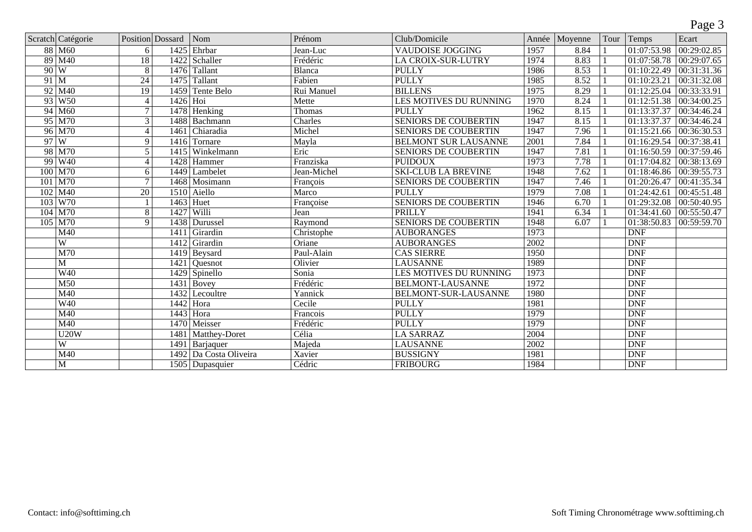| Scratch | Catégorie | Position | Dossard | Nom | Prénom | Club/Domicile | Année | Moyenne | Tour | Temps | Ecart |
|---|---|---|---|---|---|---|---|---|---|---|---|
| 88 | M60 | 6 | 1425 | Ehrbar | Jean-Luc | VAUDOISE JOGGING | 1957 | 8.84 | 1 | 01:07:53.98 | 00:29:02.85 |
| 89 | M40 | 18 | 1422 | Schaller | Frédéric | LA CROIX-SUR-LUTRY | 1974 | 8.83 | 1 | 01:07:58.78 | 00:29:07.65 |
| 90 | W | 8 | 1476 | Tallant | Blanca | PULLY | 1986 | 8.53 | 1 | 01:10:22.49 | 00:31:31.36 |
| 91 | M | 24 | 1475 | Tallant | Fabien | PULLY | 1985 | 8.52 | 1 | 01:10:23.21 | 00:31:32.08 |
| 92 | M40 | 19 | 1459 | Tente Belo | Rui Manuel | BILLENS | 1975 | 8.29 | 1 | 01:12:25.04 | 00:33:33.91 |
| 93 | W50 | 4 | 1426 | Hoi | Mette | LES MOTIVES DU RUNNING | 1970 | 8.24 | 1 | 01:12:51.38 | 00:34:00.25 |
| 94 | M60 | 7 | 1478 | Henking | Thomas | PULLY | 1962 | 8.15 | 1 | 01:13:37.37 | 00:34:46.24 |
| 95 | M70 | 3 | 1488 | Bachmann | Charles | SENIORS DE COUBERTIN | 1947 | 8.15 | 1 | 01:13:37.37 | 00:34:46.24 |
| 96 | M70 | 4 | 1461 | Chiaradia | Michel | SENIORS DE COUBERTIN | 1947 | 7.96 | 1 | 01:15:21.66 | 00:36:30.53 |
| 97 | W | 9 | 1416 | Tornare | Mayla | BELMONT SUR LAUSANNE | 2001 | 7.84 | 1 | 01:16:29.54 | 00:37:38.41 |
| 98 | M70 | 5 | 1415 | Winkelmann | Eric | SENIORS DE COUBERTIN | 1947 | 7.81 | 1 | 01:16:50.59 | 00:37:59.46 |
| 99 | W40 | 4 | 1428 | Hammer | Franziska | PUIDOUX | 1973 | 7.78 | 1 | 01:17:04.82 | 00:38:13.69 |
| 100 | M70 | 6 | 1449 | Lambelet | Jean-Michel | SKI-CLUB LA BREVINE | 1948 | 7.62 | 1 | 01:18:46.86 | 00:39:55.73 |
| 101 | M70 | 7 | 1468 | Mosimann | François | SENIORS DE COUBERTIN | 1947 | 7.46 | 1 | 01:20:26.47 | 00:41:35.34 |
| 102 | M40 | 20 | 1510 | Aiello | Marco | PULLY | 1979 | 7.08 | 1 | 01:24:42.61 | 00:45:51.48 |
| 103 | W70 | 1 | 1463 | Huet | Françoise | SENIORS DE COUBERTIN | 1946 | 6.70 | 1 | 01:29:32.08 | 00:50:40.95 |
| 104 | M70 | 8 | 1427 | Willi | Jean | PRILLY | 1941 | 6.34 | 1 | 01:34:41.60 | 00:55:50.47 |
| 105 | M70 | 9 | 1438 | Durussel | Raymond | SENIORS DE COUBERTIN | 1948 | 6.07 | 1 | 01:38:50.83 | 00:59:59.70 |
| | M40 | | 1411 | Girardin | Christophe | AUBORANGES | 1973 | | | DNF | |
| | W | | 1412 | Girardin | Oriane | AUBORANGES | 2002 | | | DNF | |
| | M70 | | 1419 | Beysard | Paul-Alain | CAS SIERRE | 1950 | | | DNF | |
| | M | | 1421 | Quesnot | Olivier | LAUSANNE | 1989 | | | DNF | |
| | W40 | | 1429 | Spinello | Sonia | LES MOTIVES DU RUNNING | 1973 | | | DNF | |
| | M50 | | 1431 | Bovey | Frédéric | BELMONT-LAUSANNE | 1972 | | | DNF | |
| | M40 | | 1432 | Lecoultre | Yannick | BELMONT-SUR-LAUSANNE | 1980 | | | DNF | |
| | W40 | | 1442 | Hora | Cecile | PULLY | 1981 | | | DNF | |
| | M40 | | 1443 | Hora | Francois | PULLY | 1979 | | | DNF | |
| | M40 | | 1470 | Meisser | Frédéric | PULLY | 1979 | | | DNF | |
| | U20W | | 1481 | Matthey-Doret | Célia | LA SARRAZ | 2004 | | | DNF | |
| | W | | 1491 | Barjaquer | Majeda | LAUSANNE | 2002 | | | DNF | |
| | M40 | | 1492 | Da Costa Oliveira | Xavier | BUSSIGNY | 1981 | | | DNF | |
| | M | | 1505 | Dupasquier | Cédric | FRIBOURG | 1984 | | | DNF | |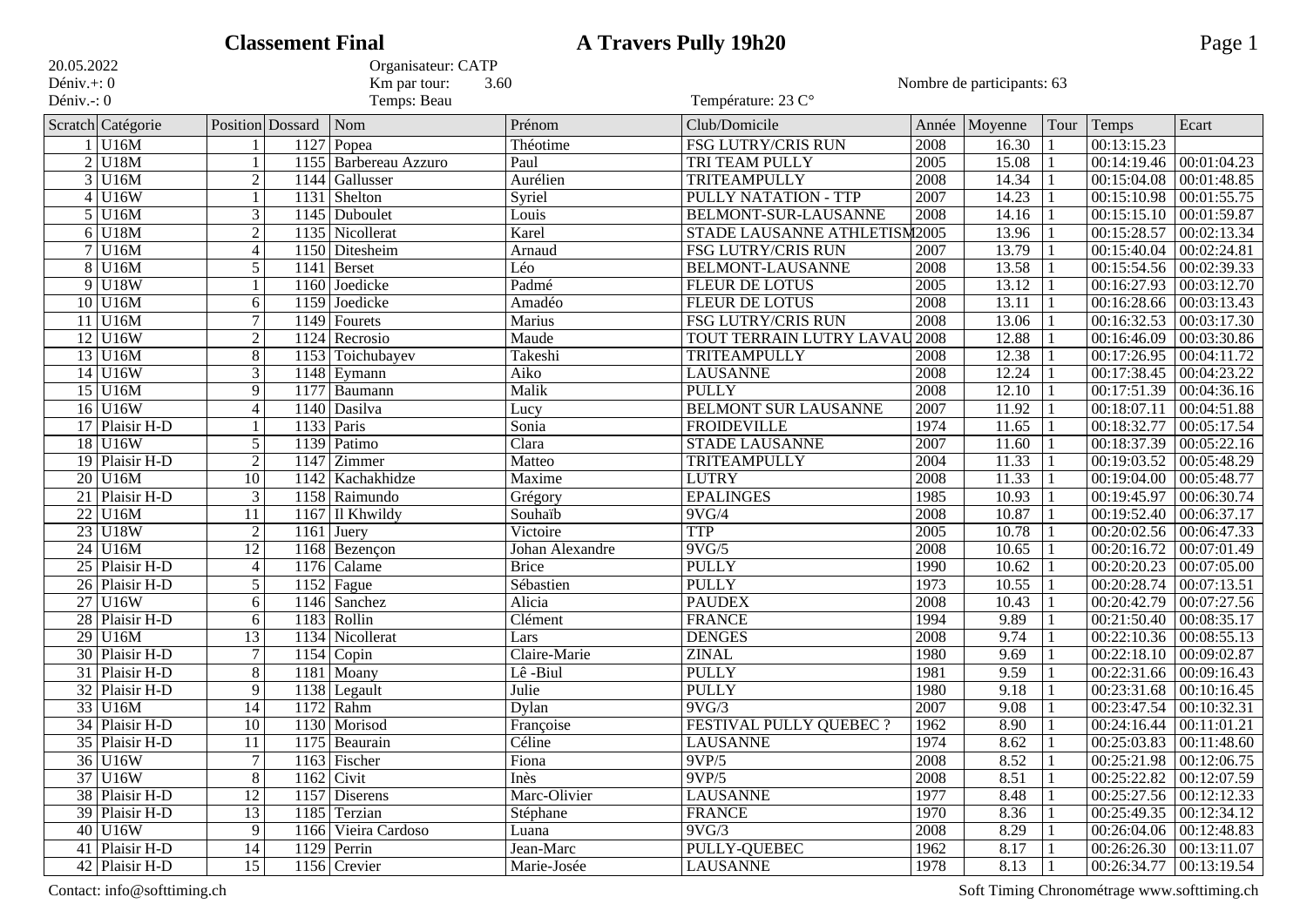# Classement Final — A Travers Pully 19h20

20.05.2022
Déniv.+: 0
Déniv.-: 0

Organisateur: CATP
Km par tour: 3.60
Temps: Beau

Température: 23 C°

Nombre de participants: 63

| Scratch | Catégorie | Position | Dossard | Nom | Prénom | Club/Domicile | Année | Moyenne | Tour | Temps | Ecart |
|---|---|---|---|---|---|---|---|---|---|---|---|
| 1 | U16M | 1 | 1127 | Popea | Théotime | FSG LUTRY/CRIS RUN | 2008 | 16.30 | 1 | 00:13:15.23 | |
| 2 | U18M | 1 | 1155 | Barbereau Azzuro | Paul | TRI TEAM PULLY | 2005 | 15.08 | 1 | 00:14:19.46 | 00:01:04.23 |
| 3 | U16M | 2 | 1144 | Gallusser | Aurélien | TRITEAMPULLY | 2008 | 14.34 | 1 | 00:15:04.08 | 00:01:48.85 |
| 4 | U16W | 1 | 1131 | Shelton | Syriel | PULLY NATATION - TTP | 2007 | 14.23 | 1 | 00:15:10.98 | 00:01:55.75 |
| 5 | U16M | 3 | 1145 | Duboulet | Louis | BELMONT-SUR-LAUSANNE | 2008 | 14.16 | 1 | 00:15:15.10 | 00:01:59.87 |
| 6 | U18M | 2 | 1135 | Nicollerat | Karel | STADE LAUSANNE ATHLETISM | 2005 | 13.96 | 1 | 00:15:28.57 | 00:02:13.34 |
| 7 | U16M | 4 | 1150 | Ditesheim | Arnaud | FSG LUTRY/CRIS RUN | 2007 | 13.79 | 1 | 00:15:40.04 | 00:02:24.81 |
| 8 | U16M | 5 | 1141 | Berset | Léo | BELMONT-LAUSANNE | 2008 | 13.58 | 1 | 00:15:54.56 | 00:02:39.33 |
| 9 | U18W | 1 | 1160 | Joedicke | Padmé | FLEUR DE LOTUS | 2005 | 13.12 | 1 | 00:16:27.93 | 00:03:12.70 |
| 10 | U16M | 6 | 1159 | Joedicke | Amadéo | FLEUR DE LOTUS | 2008 | 13.11 | 1 | 00:16:28.66 | 00:03:13.43 |
| 11 | U16M | 7 | 1149 | Fourets | Marius | FSG LUTRY/CRIS RUN | 2008 | 13.06 | 1 | 00:16:32.53 | 00:03:17.30 |
| 12 | U16W | 2 | 1124 | Recrosio | Maude | TOUT TERRAIN LUTRY LAVAU | 2008 | 12.88 | 1 | 00:16:46.09 | 00:03:30.86 |
| 13 | U16M | 8 | 1153 | Toichubayev | Takeshi | TRITEAMPULLY | 2008 | 12.38 | 1 | 00:17:26.95 | 00:04:11.72 |
| 14 | U16W | 3 | 1148 | Eymann | Aiko | LAUSANNE | 2008 | 12.24 | 1 | 00:17:38.45 | 00:04:23.22 |
| 15 | U16M | 9 | 1177 | Baumann | Malik | PULLY | 2008 | 12.10 | 1 | 00:17:51.39 | 00:04:36.16 |
| 16 | U16W | 4 | 1140 | Dasilva | Lucy | BELMONT SUR LAUSANNE | 2007 | 11.92 | 1 | 00:18:07.11 | 00:04:51.88 |
| 17 | Plaisir H-D | 1 | 1133 | Paris | Sonia | FROIDEVILLE | 1974 | 11.65 | 1 | 00:18:32.77 | 00:05:17.54 |
| 18 | U16W | 5 | 1139 | Patimo | Clara | STADE LAUSANNE | 2007 | 11.60 | 1 | 00:18:37.39 | 00:05:22.16 |
| 19 | Plaisir H-D | 2 | 1147 | Zimmer | Matteo | TRITEAMPULLY | 2004 | 11.33 | 1 | 00:19:03.52 | 00:05:48.29 |
| 20 | U16M | 10 | 1142 | Kachakhidze | Maxime | LUTRY | 2008 | 11.33 | 1 | 00:19:04.00 | 00:05:48.77 |
| 21 | Plaisir H-D | 3 | 1158 | Raimundo | Grégory | EPALINGES | 1985 | 10.93 | 1 | 00:19:45.97 | 00:06:30.74 |
| 22 | U16M | 11 | 1167 | Il Khwildy | Souhaïb | 9VG/4 | 2008 | 10.87 | 1 | 00:19:52.40 | 00:06:37.17 |
| 23 | U18W | 2 | 1161 | Juery | Victoire | TTP | 2005 | 10.78 | 1 | 00:20:02.56 | 00:06:47.33 |
| 24 | U16M | 12 | 1168 | Bezençon | Johan Alexandre | 9VG/5 | 2008 | 10.65 | 1 | 00:20:16.72 | 00:07:01.49 |
| 25 | Plaisir H-D | 4 | 1176 | Calame | Brice | PULLY | 1990 | 10.62 | 1 | 00:20:20.23 | 00:07:05.00 |
| 26 | Plaisir H-D | 5 | 1152 | Fague | Sébastien | PULLY | 1973 | 10.55 | 1 | 00:20:28.74 | 00:07:13.51 |
| 27 | U16W | 6 | 1146 | Sanchez | Alicia | PAUDEX | 2008 | 10.43 | 1 | 00:20:42.79 | 00:07:27.56 |
| 28 | Plaisir H-D | 6 | 1183 | Rollin | Clément | FRANCE | 1994 | 9.89 | 1 | 00:21:50.40 | 00:08:35.17 |
| 29 | U16M | 13 | 1134 | Nicollerat | Lars | DENGES | 2008 | 9.74 | 1 | 00:22:10.36 | 00:08:55.13 |
| 30 | Plaisir H-D | 7 | 1154 | Copin | Claire-Marie | ZINAL | 1980 | 9.69 | 1 | 00:22:18.10 | 00:09:02.87 |
| 31 | Plaisir H-D | 8 | 1181 | Moany | Lê -Biul | PULLY | 1981 | 9.59 | 1 | 00:22:31.66 | 00:09:16.43 |
| 32 | Plaisir H-D | 9 | 1138 | Legault | Julie | PULLY | 1980 | 9.18 | 1 | 00:23:31.68 | 00:10:16.45 |
| 33 | U16M | 14 | 1172 | Rahm | Dylan | 9VG/3 | 2007 | 9.08 | 1 | 00:23:47.54 | 00:10:32.31 |
| 34 | Plaisir H-D | 10 | 1130 | Morisod | Françoise | FESTIVAL PULLY QUEBEC ? | 1962 | 8.90 | 1 | 00:24:16.44 | 00:11:01.21 |
| 35 | Plaisir H-D | 11 | 1175 | Beaurain | Céline | LAUSANNE | 1974 | 8.62 | 1 | 00:25:03.83 | 00:11:48.60 |
| 36 | U16W | 7 | 1163 | Fischer | Fiona | 9VP/5 | 2008 | 8.52 | 1 | 00:25:21.98 | 00:12:06.75 |
| 37 | U16W | 8 | 1162 | Civit | Inès | 9VP/5 | 2008 | 8.51 | 1 | 00:25:22.82 | 00:12:07.59 |
| 38 | Plaisir H-D | 12 | 1157 | Diserens | Marc-Olivier | LAUSANNE | 1977 | 8.48 | 1 | 00:25:27.56 | 00:12:12.33 |
| 39 | Plaisir H-D | 13 | 1185 | Terzian | Stéphane | FRANCE | 1970 | 8.36 | 1 | 00:25:49.35 | 00:12:34.12 |
| 40 | U16W | 9 | 1166 | Vieira Cardoso | Luana | 9VG/3 | 2008 | 8.29 | 1 | 00:26:04.06 | 00:12:48.83 |
| 41 | Plaisir H-D | 14 | 1129 | Perrin | Jean-Marc | PULLY-QUEBEC | 1962 | 8.17 | 1 | 00:26:26.30 | 00:13:11.07 |
| 42 | Plaisir H-D | 15 | 1156 | Crevier | Marie-Josée | LAUSANNE | 1978 | 8.13 | 1 | 00:26:34.77 | 00:13:19.54 |

Contact: info@softtiming.ch

Soft Timing Chronométrage www.softtiming.ch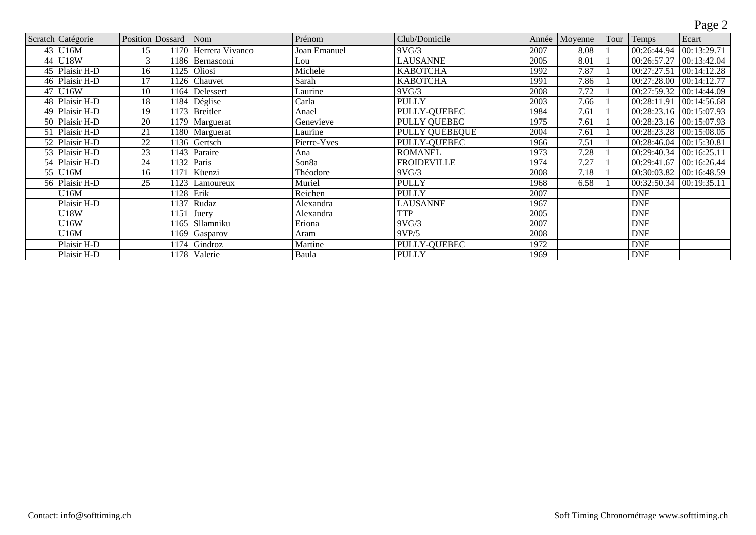| Scratch | Catégorie | Position | Dossard | Nom | Prénom | Club/Domicile | Année | Moyenne | Tour | Temps | Ecart |
|---|---|---|---|---|---|---|---|---|---|---|---|
| 43 | U16M | 15 | 1170 | Herrera Vivanco | Joan Emanuel | 9VG/3 | 2007 | 8.08 | 1 | 00:26:44.94 | 00:13:29.71 |
| 44 | U18W | 3 | 1186 | Bernasconi | Lou | LAUSANNE | 2005 | 8.01 | 1 | 00:26:57.27 | 00:13:42.04 |
| 45 | Plaisir H-D | 16 | 1125 | Oliosi | Michele | KABOTCHA | 1992 | 7.87 | 1 | 00:27:27.51 | 00:14:12.28 |
| 46 | Plaisir H-D | 17 | 1126 | Chauvet | Sarah | KABOTCHA | 1991 | 7.86 | 1 | 00:27:28.00 | 00:14:12.77 |
| 47 | U16W | 10 | 1164 | Delessert | Laurine | 9VG/3 | 2008 | 7.72 | 1 | 00:27:59.32 | 00:14:44.09 |
| 48 | Plaisir H-D | 18 | 1184 | Déglise | Carla | PULLY | 2003 | 7.66 | 1 | 00:28:11.91 | 00:14:56.68 |
| 49 | Plaisir H-D | 19 | 1173 | Breitler | Anael | PULLY-QUEBEC | 1984 | 7.61 | 1 | 00:28:23.16 | 00:15:07.93 |
| 50 | Plaisir H-D | 20 | 1179 | Marguerat | Genevieve | PULLY QUEBEC | 1975 | 7.61 | 1 | 00:28:23.16 | 00:15:07.93 |
| 51 | Plaisir H-D | 21 | 1180 | Marguerat | Laurine | PULLY QUÉBEQUE | 2004 | 7.61 | 1 | 00:28:23.28 | 00:15:08.05 |
| 52 | Plaisir H-D | 22 | 1136 | Gertsch | Pierre-Yves | PULLY-QUEBEC | 1966 | 7.51 | 1 | 00:28:46.04 | 00:15:30.81 |
| 53 | Plaisir H-D | 23 | 1143 | Paraire | Ana | ROMANEL | 1973 | 7.28 | 1 | 00:29:40.34 | 00:16:25.11 |
| 54 | Plaisir H-D | 24 | 1132 | Paris | Son8a | FROIDEVILLE | 1974 | 7.27 | 1 | 00:29:41.67 | 00:16:26.44 |
| 55 | U16M | 16 | 1171 | Küenzi | Théodore | 9VG/3 | 2008 | 7.18 | 1 | 00:30:03.82 | 00:16:48.59 |
| 56 | Plaisir H-D | 25 | 1123 | Lamoureux | Muriel | PULLY | 1968 | 6.58 | 1 | 00:32:50.34 | 00:19:35.11 |
| | U16M | | 1128 | Erik | Reichen | PULLY | 2007 | | | DNF | |
| | Plaisir H-D | | 1137 | Rudaz | Alexandra | LAUSANNE | 1967 | | | DNF | |
| | U18W | | 1151 | Juery | Alexandra | TTP | 2005 | | | DNF | |
| | U16W | | 1165 | Sllamniku | Eriona | 9VG/3 | 2007 | | | DNF | |
| | U16M | | 1169 | Gasparov | Aram | 9VP/5 | 2008 | | | DNF | |
| | Plaisir H-D | | 1174 | Gindroz | Martine | PULLY-QUEBEC | 1972 | | | DNF | |
| | Plaisir H-D | | 1178 | Valerie | Baula | PULLY | 1969 | | | DNF | |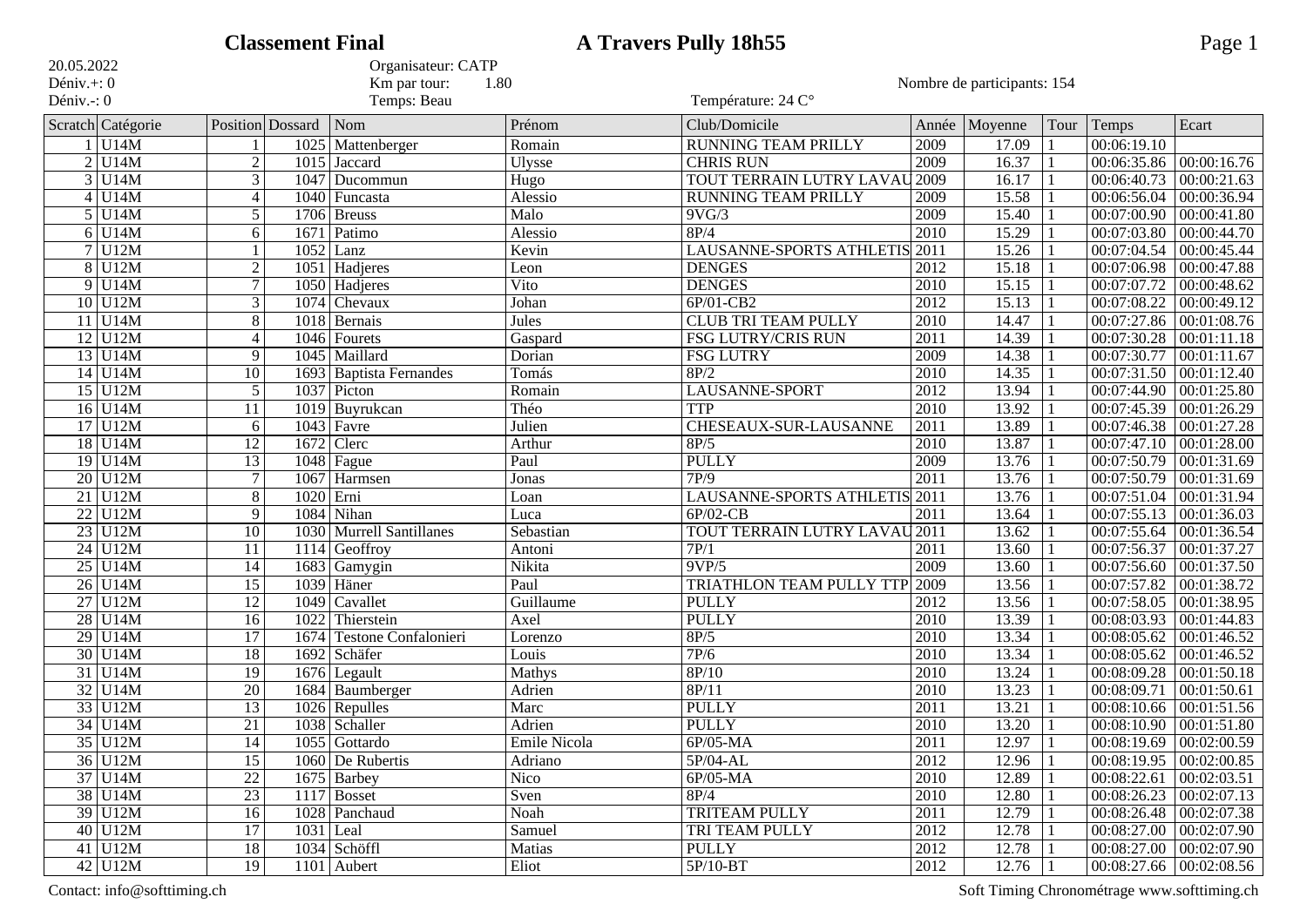# Classement Final — A Travers Pully 18h55

20.05.2022
Déniv.+: 0
Déniv.-: 0

Organisateur: CATP
Km par tour: 1.80
Temps: Beau

Température: 24 C°

Nombre de participants: 154

| Scratch | Catégorie | Position | Dossard | Nom | Prénom | Club/Domicile | Année | Moyenne | Tour | Temps | Ecart |
|---|---|---|---|---|---|---|---|---|---|---|---|
| 1 | U14M | 1 | 1025 | Mattenberger | Romain | RUNNING TEAM PRILLY | 2009 | 17.09 | 1 | 00:06:19.10 | |
| 2 | U14M | 2 | 1015 | Jaccard | Ulysse | CHRIS RUN | 2009 | 16.37 | 1 | 00:06:35.86 | 00:00:16.76 |
| 3 | U14M | 3 | 1047 | Ducommun | Hugo | TOUT TERRAIN LUTRY LAVAU | 2009 | 16.17 | 1 | 00:06:40.73 | 00:00:21.63 |
| 4 | U14M | 4 | 1040 | Funcasta | Alessio | RUNNING TEAM PRILLY | 2009 | 15.58 | 1 | 00:06:56.04 | 00:00:36.94 |
| 5 | U14M | 5 | 1706 | Breuss | Malo | 9VG/3 | 2009 | 15.40 | 1 | 00:07:00.90 | 00:00:41.80 |
| 6 | U14M | 6 | 1671 | Patimo | Alessio | 8P/4 | 2010 | 15.29 | 1 | 00:07:03.80 | 00:00:44.70 |
| 7 | U12M | 1 | 1052 | Lanz | Kevin | LAUSANNE-SPORTS ATHLETIS | 2011 | 15.26 | 1 | 00:07:04.54 | 00:00:45.44 |
| 8 | U12M | 2 | 1051 | Hadjeres | Leon | DENGES | 2012 | 15.18 | 1 | 00:07:06.98 | 00:00:47.88 |
| 9 | U14M | 7 | 1050 | Hadjeres | Vito | DENGES | 2010 | 15.15 | 1 | 00:07:07.72 | 00:00:48.62 |
| 10 | U12M | 3 | 1074 | Chevaux | Johan | 6P/01-CB2 | 2012 | 15.13 | 1 | 00:07:08.22 | 00:00:49.12 |
| 11 | U14M | 8 | 1018 | Bernais | Jules | CLUB TRI TEAM PULLY | 2010 | 14.47 | 1 | 00:07:27.86 | 00:01:08.76 |
| 12 | U12M | 4 | 1046 | Fourets | Gaspard | FSG LUTRY/CRIS RUN | 2011 | 14.39 | 1 | 00:07:30.28 | 00:01:11.18 |
| 13 | U14M | 9 | 1045 | Maillard | Dorian | FSG LUTRY | 2009 | 14.38 | 1 | 00:07:30.77 | 00:01:11.67 |
| 14 | U14M | 10 | 1693 | Baptista Fernandes | Tomás | 8P/2 | 2010 | 14.35 | 1 | 00:07:31.50 | 00:01:12.40 |
| 15 | U12M | 5 | 1037 | Picton | Romain | LAUSANNE-SPORT | 2012 | 13.94 | 1 | 00:07:44.90 | 00:01:25.80 |
| 16 | U14M | 11 | 1019 | Buyrukcan | Théo | TTP | 2010 | 13.92 | 1 | 00:07:45.39 | 00:01:26.29 |
| 17 | U12M | 6 | 1043 | Favre | Julien | CHESEAUX-SUR-LAUSANNE | 2011 | 13.89 | 1 | 00:07:46.38 | 00:01:27.28 |
| 18 | U14M | 12 | 1672 | Clerc | Arthur | 8P/5 | 2010 | 13.87 | 1 | 00:07:47.10 | 00:01:28.00 |
| 19 | U14M | 13 | 1048 | Fague | Paul | PULLY | 2009 | 13.76 | 1 | 00:07:50.79 | 00:01:31.69 |
| 20 | U12M | 7 | 1067 | Harmsen | Jonas | 7P/9 | 2011 | 13.76 | 1 | 00:07:50.79 | 00:01:31.69 |
| 21 | U12M | 8 | 1020 | Erni | Loan | LAUSANNE-SPORTS ATHLETIS | 2011 | 13.76 | 1 | 00:07:51.04 | 00:01:31.94 |
| 22 | U12M | 9 | 1084 | Nihan | Luca | 6P/02-CB | 2011 | 13.64 | 1 | 00:07:55.13 | 00:01:36.03 |
| 23 | U12M | 10 | 1030 | Murrell Santillanes | Sebastian | TOUT TERRAIN LUTRY LAVAU | 2011 | 13.62 | 1 | 00:07:55.64 | 00:01:36.54 |
| 24 | U12M | 11 | 1114 | Geoffroy | Antoni | 7P/1 | 2011 | 13.60 | 1 | 00:07:56.37 | 00:01:37.27 |
| 25 | U14M | 14 | 1683 | Gamygin | Nikita | 9VP/5 | 2009 | 13.60 | 1 | 00:07:56.60 | 00:01:37.50 |
| 26 | U14M | 15 | 1039 | Häner | Paul | TRIATHLON TEAM PULLY TTP | 2009 | 13.56 | 1 | 00:07:57.82 | 00:01:38.72 |
| 27 | U12M | 12 | 1049 | Cavallet | Guillaume | PULLY | 2012 | 13.56 | 1 | 00:07:58.05 | 00:01:38.95 |
| 28 | U14M | 16 | 1022 | Thierstein | Axel | PULLY | 2010 | 13.39 | 1 | 00:08:03.93 | 00:01:44.83 |
| 29 | U14M | 17 | 1674 | Testone Confalonieri | Lorenzo | 8P/5 | 2010 | 13.34 | 1 | 00:08:05.62 | 00:01:46.52 |
| 30 | U14M | 18 | 1692 | Schäfer | Louis | 7P/6 | 2010 | 13.34 | 1 | 00:08:05.62 | 00:01:46.52 |
| 31 | U14M | 19 | 1676 | Legault | Mathys | 8P/10 | 2010 | 13.24 | 1 | 00:08:09.28 | 00:01:50.18 |
| 32 | U14M | 20 | 1684 | Baumberger | Adrien | 8P/11 | 2010 | 13.23 | 1 | 00:08:09.71 | 00:01:50.61 |
| 33 | U12M | 13 | 1026 | Repulles | Marc | PULLY | 2011 | 13.21 | 1 | 00:08:10.66 | 00:01:51.56 |
| 34 | U14M | 21 | 1038 | Schaller | Adrien | PULLY | 2010 | 13.20 | 1 | 00:08:10.90 | 00:01:51.80 |
| 35 | U12M | 14 | 1055 | Gottardo | Emile Nicola | 6P/05-MA | 2011 | 12.97 | 1 | 00:08:19.69 | 00:02:00.59 |
| 36 | U12M | 15 | 1060 | De Rubertis | Adriano | 5P/04-AL | 2012 | 12.96 | 1 | 00:08:19.95 | 00:02:00.85 |
| 37 | U14M | 22 | 1675 | Barbey | Nico | 6P/05-MA | 2010 | 12.89 | 1 | 00:08:22.61 | 00:02:03.51 |
| 38 | U14M | 23 | 1117 | Bosset | Sven | 8P/4 | 2010 | 12.80 | 1 | 00:08:26.23 | 00:02:07.13 |
| 39 | U12M | 16 | 1028 | Panchaud | Noah | TRITEAM PULLY | 2011 | 12.79 | 1 | 00:08:26.48 | 00:02:07.38 |
| 40 | U12M | 17 | 1031 | Leal | Samuel | TRI TEAM PULLY | 2012 | 12.78 | 1 | 00:08:27.00 | 00:02:07.90 |
| 41 | U12M | 18 | 1034 | Schöffl | Matias | PULLY | 2012 | 12.78 | 1 | 00:08:27.00 | 00:02:07.90 |
| 42 | U12M | 19 | 1101 | Aubert | Eliot | 5P/10-BT | 2012 | 12.76 | 1 | 00:08:27.66 | 00:02:08.56 |

Contact: info@softtiming.ch — Soft Timing Chronométrage www.softtiming.ch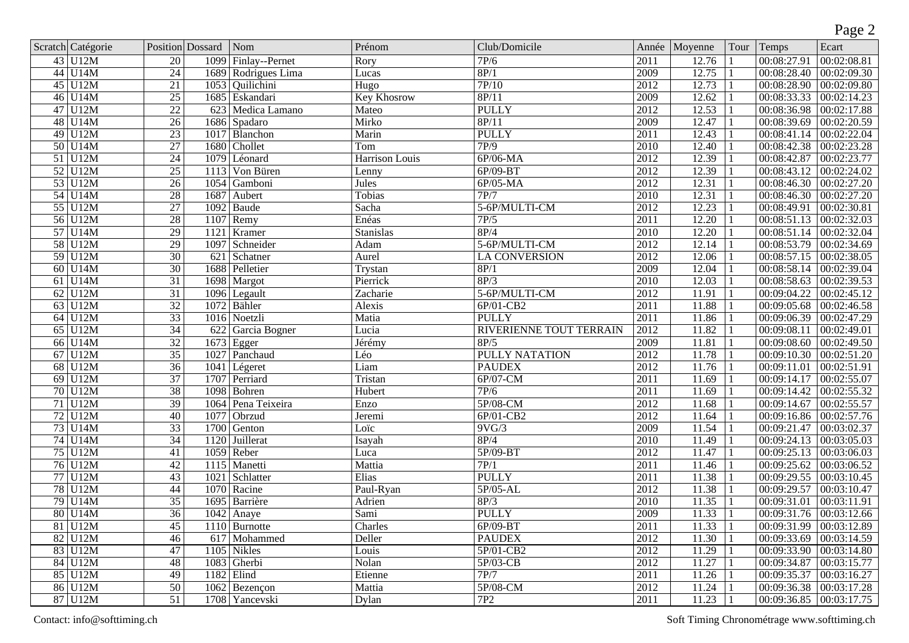| Scratch | Catégorie | Position | Dossard | Nom | Prénom | Club/Domicile | Année | Moyenne | Tour | Temps | Ecart |
|---|---|---|---|---|---|---|---|---|---|---|---|
| 43 | U12M | 20 | 1099 | Finlay--Pernet | Rory | 7P/6 | 2011 | 12.76 | 1 | 00:08:27.91 | 00:02:08.81 |
| 44 | U14M | 24 | 1689 | Rodrigues Lima | Lucas | 8P/1 | 2009 | 12.75 | 1 | 00:08:28.40 | 00:02:09.30 |
| 45 | U12M | 21 | 1053 | Quilichini | Hugo | 7P/10 | 2012 | 12.73 | 1 | 00:08:28.90 | 00:02:09.80 |
| 46 | U14M | 25 | 1685 | Eskandari | Key Khosrow | 8P/11 | 2009 | 12.62 | 1 | 00:08:33.33 | 00:02:14.23 |
| 47 | U12M | 22 | 623 | Medica Lamano | Mateo | PULLY | 2012 | 12.53 | 1 | 00:08:36.98 | 00:02:17.88 |
| 48 | U14M | 26 | 1686 | Spadaro | Mirko | 8P/11 | 2009 | 12.47 | 1 | 00:08:39.69 | 00:02:20.59 |
| 49 | U12M | 23 | 1017 | Blanchon | Marin | PULLY | 2011 | 12.43 | 1 | 00:08:41.14 | 00:02:22.04 |
| 50 | U14M | 27 | 1680 | Chollet | Tom | 7P/9 | 2010 | 12.40 | 1 | 00:08:42.38 | 00:02:23.28 |
| 51 | U12M | 24 | 1079 | Léonard | Harrison Louis | 6P/06-MA | 2012 | 12.39 | 1 | 00:08:42.87 | 00:02:23.77 |
| 52 | U12M | 25 | 1113 | Von Büren | Lenny | 6P/09-BT | 2012 | 12.39 | 1 | 00:08:43.12 | 00:02:24.02 |
| 53 | U12M | 26 | 1054 | Gamboni | Jules | 6P/05-MA | 2012 | 12.31 | 1 | 00:08:46.30 | 00:02:27.20 |
| 54 | U14M | 28 | 1687 | Aubert | Tobias | 7P/7 | 2010 | 12.31 | 1 | 00:08:46.30 | 00:02:27.20 |
| 55 | U12M | 27 | 1092 | Baude | Sacha | 5-6P/MULTI-CM | 2012 | 12.23 | 1 | 00:08:49.91 | 00:02:30.81 |
| 56 | U12M | 28 | 1107 | Remy | Enéas | 7P/5 | 2011 | 12.20 | 1 | 00:08:51.13 | 00:02:32.03 |
| 57 | U14M | 29 | 1121 | Kramer | Stanislas | 8P/4 | 2010 | 12.20 | 1 | 00:08:51.14 | 00:02:32.04 |
| 58 | U12M | 29 | 1097 | Schneider | Adam | 5-6P/MULTI-CM | 2012 | 12.14 | 1 | 00:08:53.79 | 00:02:34.69 |
| 59 | U12M | 30 | 621 | Schatner | Aurel | LA CONVERSION | 2012 | 12.06 | 1 | 00:08:57.15 | 00:02:38.05 |
| 60 | U14M | 30 | 1688 | Pelletier | Trystan | 8P/1 | 2009 | 12.04 | 1 | 00:08:58.14 | 00:02:39.04 |
| 61 | U14M | 31 | 1698 | Margot | Pierrick | 8P/3 | 2010 | 12.03 | 1 | 00:08:58.63 | 00:02:39.53 |
| 62 | U12M | 31 | 1096 | Legault | Zacharie | 5-6P/MULTI-CM | 2012 | 11.91 | 1 | 00:09:04.22 | 00:02:45.12 |
| 63 | U12M | 32 | 1072 | Bähler | Alexis | 6P/01-CB2 | 2011 | 11.88 | 1 | 00:09:05.68 | 00:02:46.58 |
| 64 | U12M | 33 | 1016 | Noetzli | Matia | PULLY | 2011 | 11.86 | 1 | 00:09:06.39 | 00:02:47.29 |
| 65 | U12M | 34 | 622 | Garcia Bogner | Lucia | RIVERIENNE TOUT TERRAIN | 2012 | 11.82 | 1 | 00:09:08.11 | 00:02:49.01 |
| 66 | U14M | 32 | 1673 | Egger | Jérémy | 8P/5 | 2009 | 11.81 | 1 | 00:09:08.60 | 00:02:49.50 |
| 67 | U12M | 35 | 1027 | Panchaud | Léo | PULLY NATATION | 2012 | 11.78 | 1 | 00:09:10.30 | 00:02:51.20 |
| 68 | U12M | 36 | 1041 | Légeret | Liam | PAUDEX | 2012 | 11.76 | 1 | 00:09:11.01 | 00:02:51.91 |
| 69 | U12M | 37 | 1707 | Perriard | Tristan | 6P/07-CM | 2011 | 11.69 | 1 | 00:09:14.17 | 00:02:55.07 |
| 70 | U12M | 38 | 1098 | Bohren | Hubert | 7P/6 | 2011 | 11.69 | 1 | 00:09:14.42 | 00:02:55.32 |
| 71 | U12M | 39 | 1064 | Pena Teixeira | Enzo | 5P/08-CM | 2012 | 11.68 | 1 | 00:09:14.67 | 00:02:55.57 |
| 72 | U12M | 40 | 1077 | Obrzud | Jeremi | 6P/01-CB2 | 2012 | 11.64 | 1 | 00:09:16.86 | 00:02:57.76 |
| 73 | U14M | 33 | 1700 | Genton | Loïc | 9VG/3 | 2009 | 11.54 | 1 | 00:09:21.47 | 00:03:02.37 |
| 74 | U14M | 34 | 1120 | Juillerat | Isayah | 8P/4 | 2010 | 11.49 | 1 | 00:09:24.13 | 00:03:05.03 |
| 75 | U12M | 41 | 1059 | Reber | Luca | 5P/09-BT | 2012 | 11.47 | 1 | 00:09:25.13 | 00:03:06.03 |
| 76 | U12M | 42 | 1115 | Manetti | Mattia | 7P/1 | 2011 | 11.46 | 1 | 00:09:25.62 | 00:03:06.52 |
| 77 | U12M | 43 | 1021 | Schlatter | Elias | PULLY | 2011 | 11.38 | 1 | 00:09:29.55 | 00:03:10.45 |
| 78 | U12M | 44 | 1070 | Racine | Paul-Ryan | 5P/05-AL | 2012 | 11.38 | 1 | 00:09:29.57 | 00:03:10.47 |
| 79 | U14M | 35 | 1695 | Barrière | Adrien | 8P/3 | 2010 | 11.35 | 1 | 00:09:31.01 | 00:03:11.91 |
| 80 | U14M | 36 | 1042 | Anaye | Sami | PULLY | 2009 | 11.33 | 1 | 00:09:31.76 | 00:03:12.66 |
| 81 | U12M | 45 | 1110 | Burnotte | Charles | 6P/09-BT | 2011 | 11.33 | 1 | 00:09:31.99 | 00:03:12.89 |
| 82 | U12M | 46 | 617 | Mohammed | Deller | PAUDEX | 2012 | 11.30 | 1 | 00:09:33.69 | 00:03:14.59 |
| 83 | U12M | 47 | 1105 | Nikles | Louis | 5P/01-CB2 | 2012 | 11.29 | 1 | 00:09:33.90 | 00:03:14.80 |
| 84 | U12M | 48 | 1083 | Gherbi | Nolan | 5P/03-CB | 2012 | 11.27 | 1 | 00:09:34.87 | 00:03:15.77 |
| 85 | U12M | 49 | 1182 | Elind | Etienne | 7P/7 | 2011 | 11.26 | 1 | 00:09:35.37 | 00:03:16.27 |
| 86 | U12M | 50 | 1062 | Bezençon | Mattia | 5P/08-CM | 2012 | 11.24 | 1 | 00:09:36.38 | 00:03:17.28 |
| 87 | U12M | 51 | 1708 | Yancevski | Dylan | 7P2 | 2011 | 11.23 | 1 | 00:09:36.85 | 00:03:17.75 |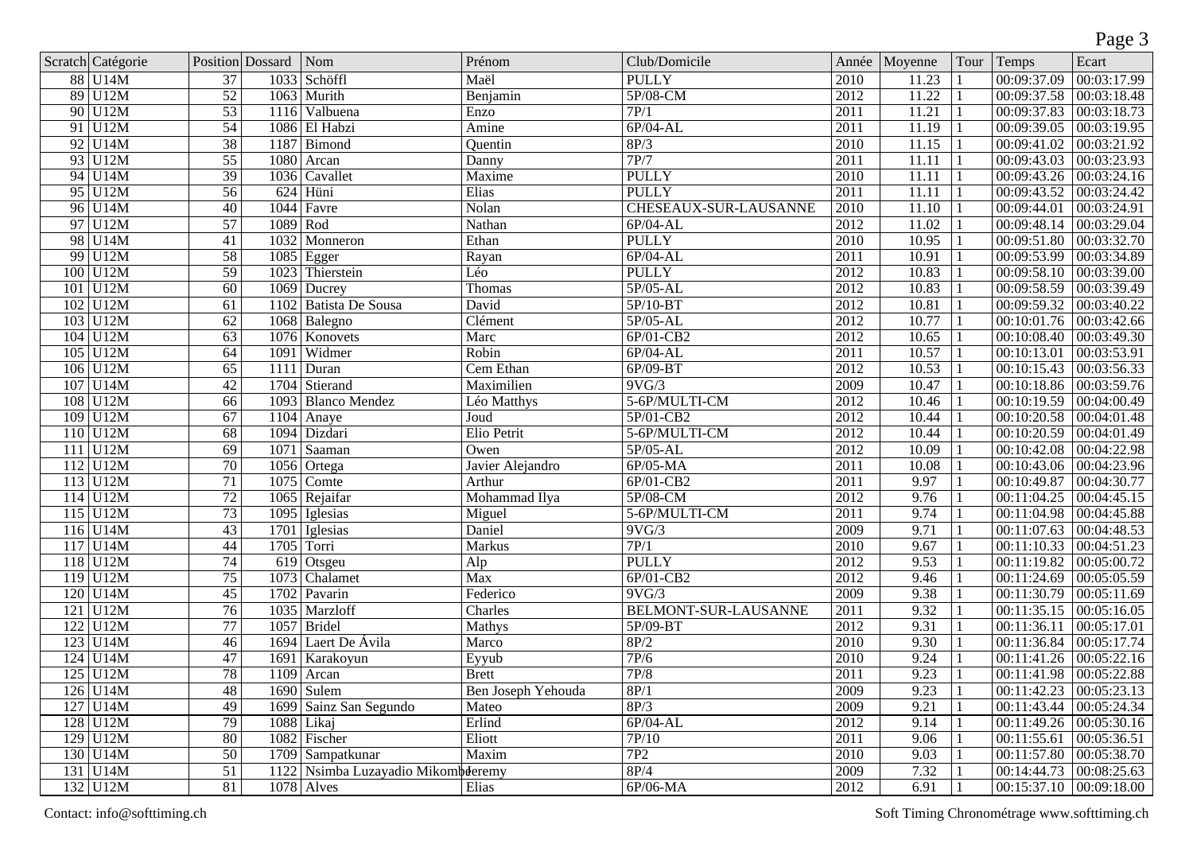| Scratch | Catégorie | Position | Dossard | Nom | Prénom | Club/Domicile | Année | Moyenne | Tour | Temps | Ecart |
|---|---|---|---|---|---|---|---|---|---|---|---|
| 88 | U14M | 37 | 1033 | Schöffl | Maël | PULLY | 2010 | 11.23 | 1 | 00:09:37.09 | 00:03:17.99 |
| 89 | U12M | 52 | 1063 | Murith | Benjamin | 5P/08-CM | 2012 | 11.22 | 1 | 00:09:37.58 | 00:03:18.48 |
| 90 | U12M | 53 | 1116 | Valbuena | Enzo | 7P/1 | 2011 | 11.21 | 1 | 00:09:37.83 | 00:03:18.73 |
| 91 | U12M | 54 | 1086 | El Habzi | Amine | 6P/04-AL | 2011 | 11.19 | 1 | 00:09:39.05 | 00:03:19.95 |
| 92 | U14M | 38 | 1187 | Bimond | Quentin | 8P/3 | 2010 | 11.15 | 1 | 00:09:41.02 | 00:03:21.92 |
| 93 | U12M | 55 | 1080 | Arcan | Danny | 7P/7 | 2011 | 11.11 | 1 | 00:09:43.03 | 00:03:23.93 |
| 94 | U14M | 39 | 1036 | Cavallet | Maxime | PULLY | 2010 | 11.11 | 1 | 00:09:43.26 | 00:03:24.16 |
| 95 | U12M | 56 | 624 | Hüni | Elias | PULLY | 2011 | 11.11 | 1 | 00:09:43.52 | 00:03:24.42 |
| 96 | U14M | 40 | 1044 | Favre | Nolan | CHESEAUX-SUR-LAUSANNE | 2010 | 11.10 | 1 | 00:09:44.01 | 00:03:24.91 |
| 97 | U12M | 57 | 1089 | Rod | Nathan | 6P/04-AL | 2012 | 11.02 | 1 | 00:09:48.14 | 00:03:29.04 |
| 98 | U14M | 41 | 1032 | Monneron | Ethan | PULLY | 2010 | 10.95 | 1 | 00:09:51.80 | 00:03:32.70 |
| 99 | U12M | 58 | 1085 | Egger | Rayan | 6P/04-AL | 2011 | 10.91 | 1 | 00:09:53.99 | 00:03:34.89 |
| 100 | U12M | 59 | 1023 | Thierstein | Léo | PULLY | 2012 | 10.83 | 1 | 00:09:58.10 | 00:03:39.00 |
| 101 | U12M | 60 | 1069 | Ducrey | Thomas | 5P/05-AL | 2012 | 10.83 | 1 | 00:09:58.59 | 00:03:39.49 |
| 102 | U12M | 61 | 1102 | Batista De Sousa | David | 5P/10-BT | 2012 | 10.81 | 1 | 00:09:59.32 | 00:03:40.22 |
| 103 | U12M | 62 | 1068 | Balegno | Clément | 5P/05-AL | 2012 | 10.77 | 1 | 00:10:01.76 | 00:03:42.66 |
| 104 | U12M | 63 | 1076 | Konovets | Marc | 6P/01-CB2 | 2012 | 10.65 | 1 | 00:10:08.40 | 00:03:49.30 |
| 105 | U12M | 64 | 1091 | Widmer | Robin | 6P/04-AL | 2011 | 10.57 | 1 | 00:10:13.01 | 00:03:53.91 |
| 106 | U12M | 65 | 1111 | Duran | Cem Ethan | 6P/09-BT | 2012 | 10.53 | 1 | 00:10:15.43 | 00:03:56.33 |
| 107 | U14M | 42 | 1704 | Stierand | Maximilien | 9VG/3 | 2009 | 10.47 | 1 | 00:10:18.86 | 00:03:59.76 |
| 108 | U12M | 66 | 1093 | Blanco Mendez | Léo Matthys | 5-6P/MULTI-CM | 2012 | 10.46 | 1 | 00:10:19.59 | 00:04:00.49 |
| 109 | U12M | 67 | 1104 | Anaye | Joud | 5P/01-CB2 | 2012 | 10.44 | 1 | 00:10:20.58 | 00:04:01.48 |
| 110 | U12M | 68 | 1094 | Dizdari | Elio Petrit | 5-6P/MULTI-CM | 2012 | 10.44 | 1 | 00:10:20.59 | 00:04:01.49 |
| 111 | U12M | 69 | 1071 | Saaman | Owen | 5P/05-AL | 2012 | 10.09 | 1 | 00:10:42.08 | 00:04:22.98 |
| 112 | U12M | 70 | 1056 | Ortega | Javier Alejandro | 6P/05-MA | 2011 | 10.08 | 1 | 00:10:43.06 | 00:04:23.96 |
| 113 | U12M | 71 | 1075 | Comte | Arthur | 6P/01-CB2 | 2011 | 9.97 | 1 | 00:10:49.87 | 00:04:30.77 |
| 114 | U12M | 72 | 1065 | Rejaifar | Mohammad Ilya | 5P/08-CM | 2012 | 9.76 | 1 | 00:11:04.25 | 00:04:45.15 |
| 115 | U12M | 73 | 1095 | Iglesias | Miguel | 5-6P/MULTI-CM | 2011 | 9.74 | 1 | 00:11:04.98 | 00:04:45.88 |
| 116 | U14M | 43 | 1701 | Iglesias | Daniel | 9VG/3 | 2009 | 9.71 | 1 | 00:11:07.63 | 00:04:48.53 |
| 117 | U14M | 44 | 1705 | Torri | Markus | 7P/1 | 2010 | 9.67 | 1 | 00:11:10.33 | 00:04:51.23 |
| 118 | U12M | 74 | 619 | Otsgeu | Alp | PULLY | 2012 | 9.53 | 1 | 00:11:19.82 | 00:05:00.72 |
| 119 | U12M | 75 | 1073 | Chalamet | Max | 6P/01-CB2 | 2012 | 9.46 | 1 | 00:11:24.69 | 00:05:05.59 |
| 120 | U14M | 45 | 1702 | Pavarin | Federico | 9VG/3 | 2009 | 9.38 | 1 | 00:11:30.79 | 00:05:11.69 |
| 121 | U12M | 76 | 1035 | Marzloff | Charles | BELMONT-SUR-LAUSANNE | 2011 | 9.32 | 1 | 00:11:35.15 | 00:05:16.05 |
| 122 | U12M | 77 | 1057 | Bridel | Mathys | 5P/09-BT | 2012 | 9.31 | 1 | 00:11:36.11 | 00:05:17.01 |
| 123 | U14M | 46 | 1694 | Laert De Ávila | Marco | 8P/2 | 2010 | 9.30 | 1 | 00:11:36.84 | 00:05:17.74 |
| 124 | U14M | 47 | 1691 | Karakoyun | Eyyub | 7P/6 | 2010 | 9.24 | 1 | 00:11:41.26 | 00:05:22.16 |
| 125 | U12M | 78 | 1109 | Arcan | Brett | 7P/8 | 2011 | 9.23 | 1 | 00:11:41.98 | 00:05:22.88 |
| 126 | U14M | 48 | 1690 | Sulem | Ben Joseph Yehouda | 8P/1 | 2009 | 9.23 | 1 | 00:11:42.23 | 00:05:23.13 |
| 127 | U14M | 49 | 1699 | Sainz San Segundo | Mateo | 8P/3 | 2009 | 9.21 | 1 | 00:11:43.44 | 00:05:24.34 |
| 128 | U12M | 79 | 1088 | Likaj | Erlind | 6P/04-AL | 2012 | 9.14 | 1 | 00:11:49.26 | 00:05:30.16 |
| 129 | U12M | 80 | 1082 | Fischer | Eliott | 7P/10 | 2011 | 9.06 | 1 | 00:11:55.61 | 00:05:36.51 |
| 130 | U14M | 50 | 1709 | Sampatkunar | Maxim | 7P2 | 2010 | 9.03 | 1 | 00:11:57.80 | 00:05:38.70 |
| 131 | U14M | 51 | 1122 | Nsimba Luzayadio Mikombe | Jeremy | 8P/4 | 2009 | 7.32 | 1 | 00:14:44.73 | 00:08:25.63 |
| 132 | U12M | 81 | 1078 | Alves | Elias | 6P/06-MA | 2012 | 6.91 | 1 | 00:15:37.10 | 00:09:18.00 |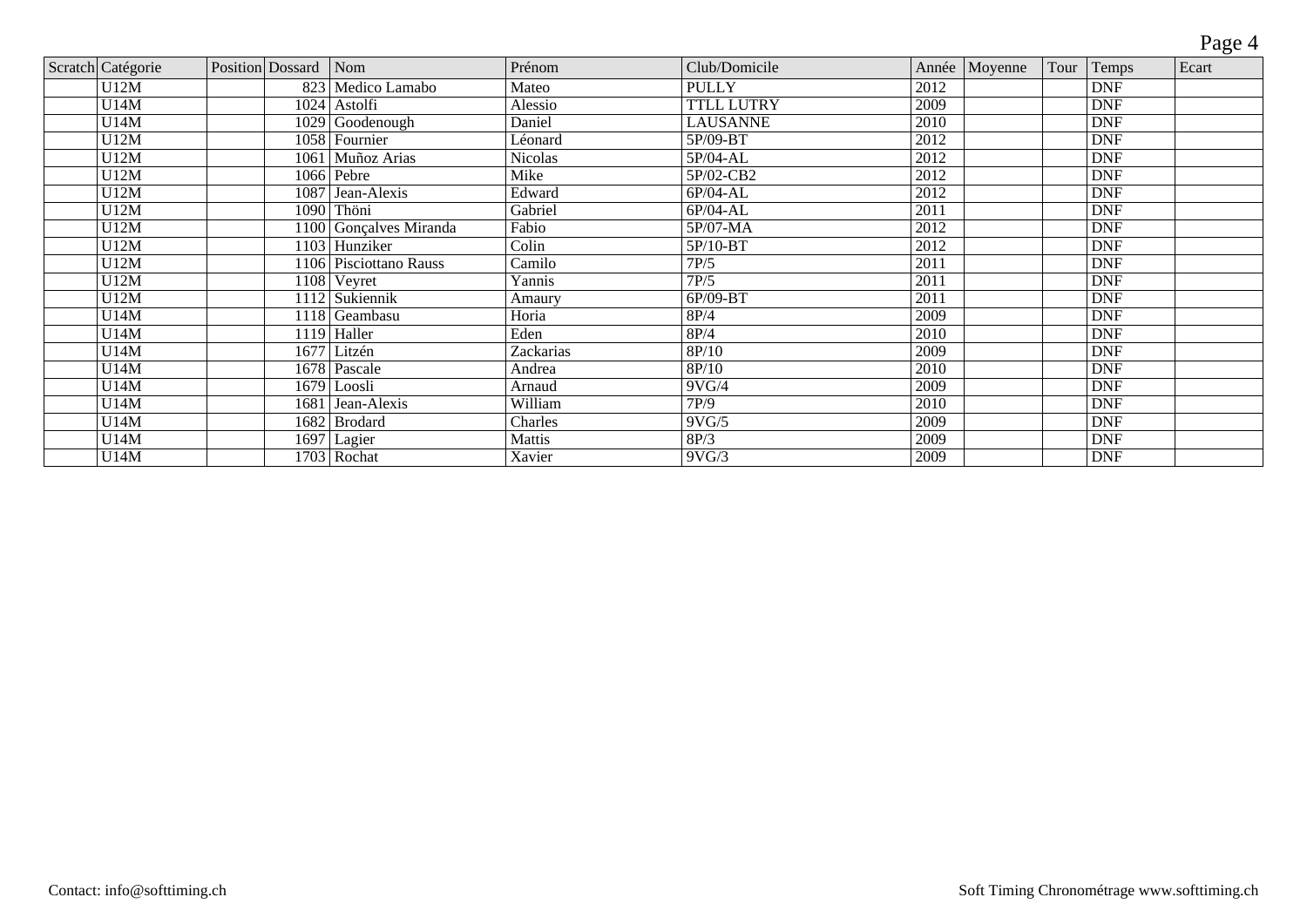| Scratch | Catégorie | Position | Dossard | Nom | Prénom | Club/Domicile | Année | Moyenne | Tour | Temps | Ecart |
|---|---|---|---|---|---|---|---|---|---|---|---|
| | U12M | | 823 | Medico Lamabo | Mateo | PULLY | 2012 | | | DNF | |
| | U14M | | 1024 | Astolfi | Alessio | TTLL LUTRY | 2009 | | | DNF | |
| | U14M | | 1029 | Goodenough | Daniel | LAUSANNE | 2010 | | | DNF | |
| | U12M | | 1058 | Fournier | Léonard | 5P/09-BT | 2012 | | | DNF | |
| | U12M | | 1061 | Muñoz Arias | Nicolas | 5P/04-AL | 2012 | | | DNF | |
| | U12M | | 1066 | Pebre | Mike | 5P/02-CB2 | 2012 | | | DNF | |
| | U12M | | 1087 | Jean-Alexis | Edward | 6P/04-AL | 2012 | | | DNF | |
| | U12M | | 1090 | Thöni | Gabriel | 6P/04-AL | 2011 | | | DNF | |
| | U12M | | 1100 | Gonçalves Miranda | Fabio | 5P/07-MA | 2012 | | | DNF | |
| | U12M | | 1103 | Hunziker | Colin | 5P/10-BT | 2012 | | | DNF | |
| | U12M | | 1106 | Pisciottano Rauss | Camilo | 7P/5 | 2011 | | | DNF | |
| | U12M | | 1108 | Veyret | Yannis | 7P/5 | 2011 | | | DNF | |
| | U12M | | 1112 | Sukiennik | Amaury | 6P/09-BT | 2011 | | | DNF | |
| | U14M | | 1118 | Geambasu | Horia | 8P/4 | 2009 | | | DNF | |
| | U14M | | 1119 | Haller | Eden | 8P/4 | 2010 | | | DNF | |
| | U14M | | 1677 | Litzén | Zackarias | 8P/10 | 2009 | | | DNF | |
| | U14M | | 1678 | Pascale | Andrea | 8P/10 | 2010 | | | DNF | |
| | U14M | | 1679 | Loosli | Arnaud | 9VG/4 | 2009 | | | DNF | |
| | U14M | | 1681 | Jean-Alexis | William | 7P/9 | 2010 | | | DNF | |
| | U14M | | 1682 | Brodard | Charles | 9VG/5 | 2009 | | | DNF | |
| | U14M | | 1697 | Lagier | Mattis | 8P/3 | 2009 | | | DNF | |
| | U14M | | 1703 | Rochat | Xavier | 9VG/3 | 2009 | | | DNF | |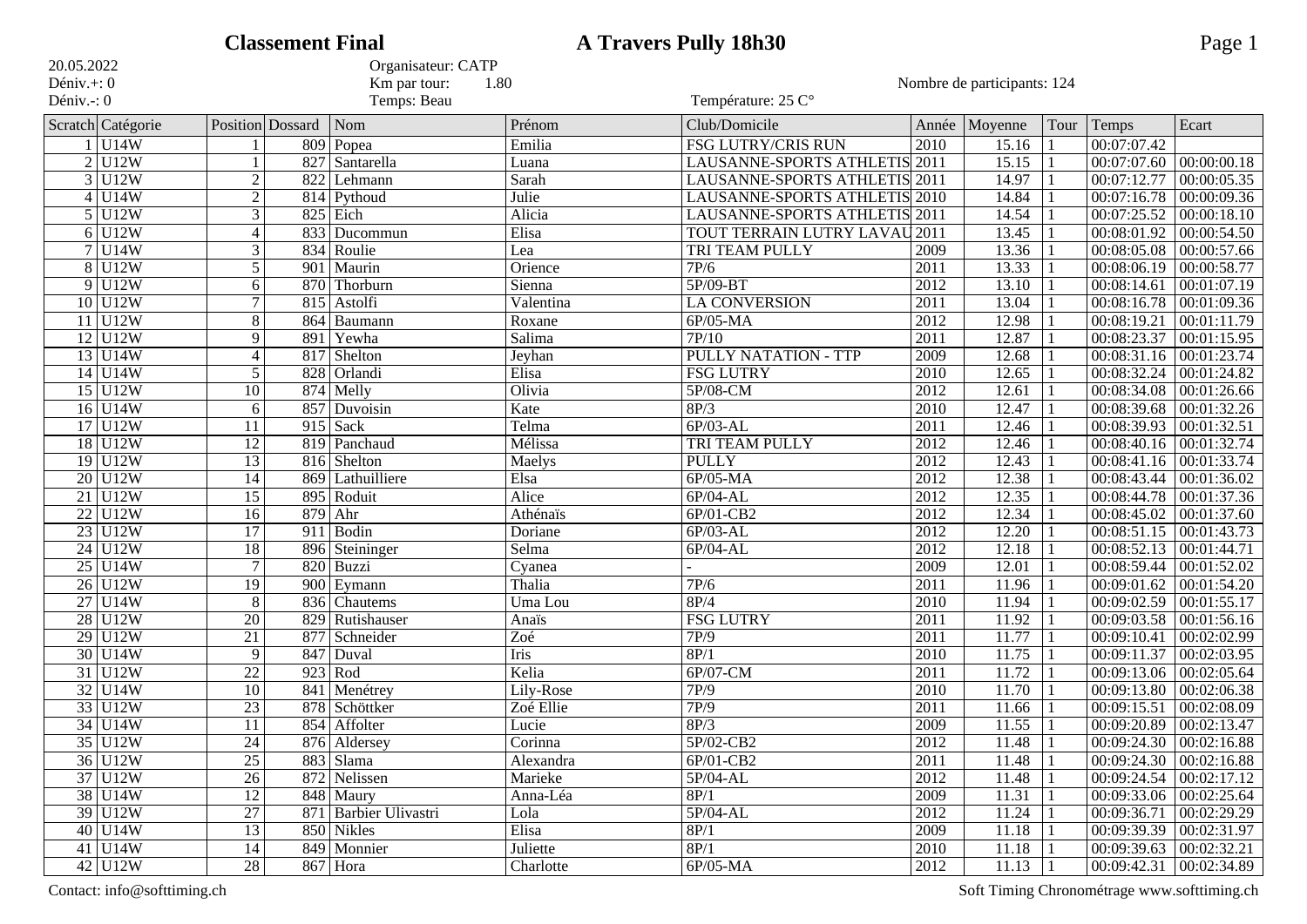# Classement Final — A Travers Pully 18h30

20.05.2022
Déniv.+: 0
Déniv.-: 0

Organisateur: CATP
Km par tour: 1.80
Temps: Beau

Température: 25 C°

Nombre de participants: 124

| Scratch | Catégorie | Position | Dossard | Nom | Prénom | Club/Domicile | Année | Moyenne | Tour | Temps | Ecart |
|---|---|---|---|---|---|---|---|---|---|---|---|
| 1 | U14W | 1 | 809 | Popea | Emilia | FSG LUTRY/CRIS RUN | 2010 | 15.16 | 1 | 00:07:07.42 | |
| 2 | U12W | 1 | 827 | Santarella | Luana | LAUSANNE-SPORTS ATHLETIS | 2011 | 15.15 | 1 | 00:07:07.60 | 00:00:00.18 |
| 3 | U12W | 2 | 822 | Lehmann | Sarah | LAUSANNE-SPORTS ATHLETIS | 2011 | 14.97 | 1 | 00:07:12.77 | 00:00:05.35 |
| 4 | U14W | 2 | 814 | Pythoud | Julie | LAUSANNE-SPORTS ATHLETIS | 2010 | 14.84 | 1 | 00:07:16.78 | 00:00:09.36 |
| 5 | U12W | 3 | 825 | Eich | Alicia | LAUSANNE-SPORTS ATHLETIS | 2011 | 14.54 | 1 | 00:07:25.52 | 00:00:18.10 |
| 6 | U12W | 4 | 833 | Ducommun | Elisa | TOUT TERRAIN LUTRY LAVAU | 2011 | 13.45 | 1 | 00:08:01.92 | 00:00:54.50 |
| 7 | U14W | 3 | 834 | Roulie | Lea | TRI TEAM PULLY | 2009 | 13.36 | 1 | 00:08:05.08 | 00:00:57.66 |
| 8 | U12W | 5 | 901 | Maurin | Orience | 7P/6 | 2011 | 13.33 | 1 | 00:08:06.19 | 00:00:58.77 |
| 9 | U12W | 6 | 870 | Thorburn | Sienna | 5P/09-BT | 2012 | 13.10 | 1 | 00:08:14.61 | 00:01:07.19 |
| 10 | U12W | 7 | 815 | Astolfi | Valentina | LA CONVERSION | 2011 | 13.04 | 1 | 00:08:16.78 | 00:01:09.36 |
| 11 | U12W | 8 | 864 | Baumann | Roxane | 6P/05-MA | 2012 | 12.98 | 1 | 00:08:19.21 | 00:01:11.79 |
| 12 | U12W | 9 | 891 | Yewha | Salima | 7P/10 | 2011 | 12.87 | 1 | 00:08:23.37 | 00:01:15.95 |
| 13 | U14W | 4 | 817 | Shelton | Jeyhan | PULLY NATATION - TTP | 2009 | 12.68 | 1 | 00:08:31.16 | 00:01:23.74 |
| 14 | U14W | 5 | 828 | Orlandi | Elisa | FSG LUTRY | 2010 | 12.65 | 1 | 00:08:32.24 | 00:01:24.82 |
| 15 | U12W | 10 | 874 | Melly | Olivia | 5P/08-CM | 2012 | 12.61 | 1 | 00:08:34.08 | 00:01:26.66 |
| 16 | U14W | 6 | 857 | Duvoisin | Kate | 8P/3 | 2010 | 12.47 | 1 | 00:08:39.68 | 00:01:32.26 |
| 17 | U12W | 11 | 915 | Sack | Telma | 6P/03-AL | 2011 | 12.46 | 1 | 00:08:39.93 | 00:01:32.51 |
| 18 | U12W | 12 | 819 | Panchaud | Mélissa | TRI TEAM PULLY | 2012 | 12.46 | 1 | 00:08:40.16 | 00:01:32.74 |
| 19 | U12W | 13 | 816 | Shelton | Maelys | PULLY | 2012 | 12.43 | 1 | 00:08:41.16 | 00:01:33.74 |
| 20 | U12W | 14 | 869 | Lathuilliere | Elsa | 6P/05-MA | 2012 | 12.38 | 1 | 00:08:43.44 | 00:01:36.02 |
| 21 | U12W | 15 | 895 | Roduit | Alice | 6P/04-AL | 2012 | 12.35 | 1 | 00:08:44.78 | 00:01:37.36 |
| 22 | U12W | 16 | 879 | Ahr | Athénaïs | 6P/01-CB2 | 2012 | 12.34 | 1 | 00:08:45.02 | 00:01:37.60 |
| 23 | U12W | 17 | 911 | Bodin | Doriane | 6P/03-AL | 2012 | 12.20 | 1 | 00:08:51.15 | 00:01:43.73 |
| 24 | U12W | 18 | 896 | Steininger | Selma | 6P/04-AL | 2012 | 12.18 | 1 | 00:08:52.13 | 00:01:44.71 |
| 25 | U14W | 7 | 820 | Buzzi | Cyanea | - | 2009 | 12.01 | 1 | 00:08:59.44 | 00:01:52.02 |
| 26 | U12W | 19 | 900 | Eymann | Thalia | 7P/6 | 2011 | 11.96 | 1 | 00:09:01.62 | 00:01:54.20 |
| 27 | U14W | 8 | 836 | Chautems | Uma Lou | 8P/4 | 2010 | 11.94 | 1 | 00:09:02.59 | 00:01:55.17 |
| 28 | U12W | 20 | 829 | Rutishauser | Anaïs | FSG LUTRY | 2011 | 11.92 | 1 | 00:09:03.58 | 00:01:56.16 |
| 29 | U12W | 21 | 877 | Schneider | Zoé | 7P/9 | 2011 | 11.77 | 1 | 00:09:10.41 | 00:02:02.99 |
| 30 | U14W | 9 | 847 | Duval | Iris | 8P/1 | 2010 | 11.75 | 1 | 00:09:11.37 | 00:02:03.95 |
| 31 | U12W | 22 | 923 | Rod | Kelia | 6P/07-CM | 2011 | 11.72 | 1 | 00:09:13.06 | 00:02:05.64 |
| 32 | U14W | 10 | 841 | Menétrey | Lily-Rose | 7P/9 | 2010 | 11.70 | 1 | 00:09:13.80 | 00:02:06.38 |
| 33 | U12W | 23 | 878 | Schöttker | Zoé Ellie | 7P/9 | 2011 | 11.66 | 1 | 00:09:15.51 | 00:02:08.09 |
| 34 | U14W | 11 | 854 | Affolter | Lucie | 8P/3 | 2009 | 11.55 | 1 | 00:09:20.89 | 00:02:13.47 |
| 35 | U12W | 24 | 876 | Aldersey | Corinna | 5P/02-CB2 | 2012 | 11.48 | 1 | 00:09:24.30 | 00:02:16.88 |
| 36 | U12W | 25 | 883 | Slama | Alexandra | 6P/01-CB2 | 2011 | 11.48 | 1 | 00:09:24.30 | 00:02:16.88 |
| 37 | U12W | 26 | 872 | Nelissen | Marieke | 5P/04-AL | 2012 | 11.48 | 1 | 00:09:24.54 | 00:02:17.12 |
| 38 | U14W | 12 | 848 | Maury | Anna-Léa | 8P/1 | 2009 | 11.31 | 1 | 00:09:33.06 | 00:02:25.64 |
| 39 | U12W | 27 | 871 | Barbier Ulivastri | Lola | 5P/04-AL | 2012 | 11.24 | 1 | 00:09:36.71 | 00:02:29.29 |
| 40 | U14W | 13 | 850 | Nikles | Elisa | 8P/1 | 2009 | 11.18 | 1 | 00:09:39.39 | 00:02:31.97 |
| 41 | U14W | 14 | 849 | Monnier | Juliette | 8P/1 | 2010 | 11.18 | 1 | 00:09:39.63 | 00:02:32.21 |
| 42 | U12W | 28 | 867 | Hora | Charlotte | 6P/05-MA | 2012 | 11.13 | 1 | 00:09:42.31 | 00:02:34.89 |

Contact: info@softtiming.ch — Soft Timing Chronométrage www.softtiming.ch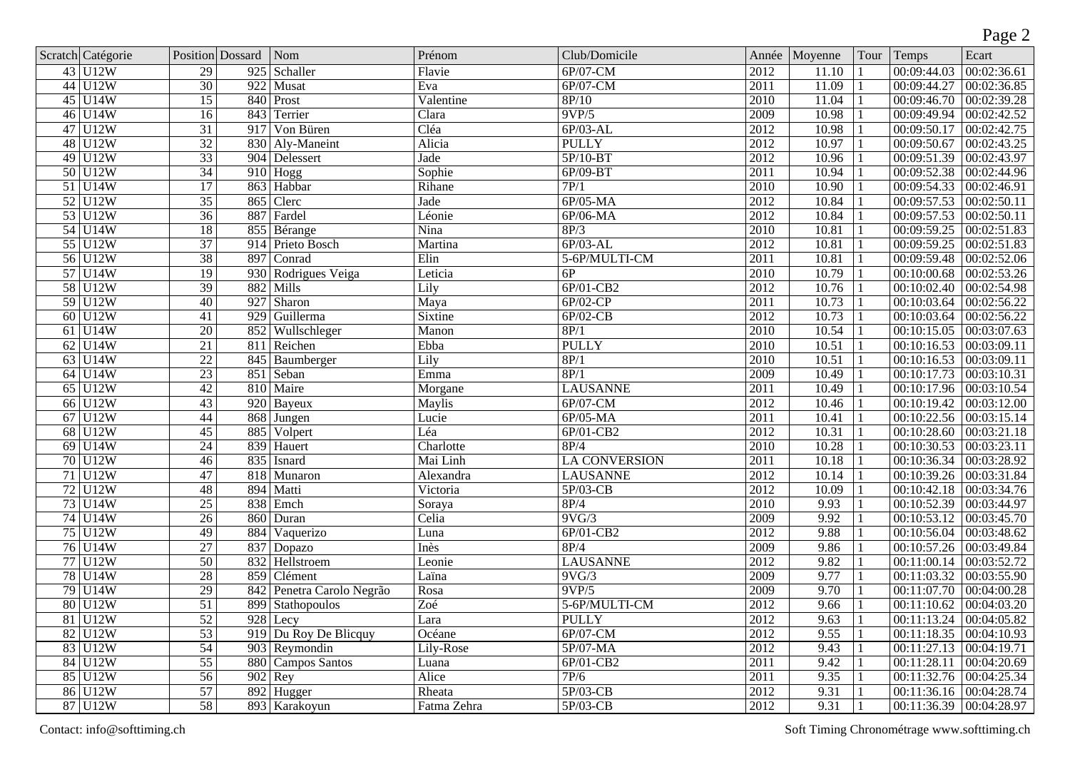| Scratch | Catégorie | Position | Dossard | Nom | Prénom | Club/Domicile | Année | Moyenne | Tour | Temps | Ecart |
|---|---|---|---|---|---|---|---|---|---|---|---|
| 43 | U12W | 29 | 925 | Schaller | Flavie | 6P/07-CM | 2012 | 11.10 | 1 | 00:09:44.03 | 00:02:36.61 |
| 44 | U12W | 30 | 922 | Musat | Eva | 6P/07-CM | 2011 | 11.09 | 1 | 00:09:44.27 | 00:02:36.85 |
| 45 | U14W | 15 | 840 | Prost | Valentine | 8P/10 | 2010 | 11.04 | 1 | 00:09:46.70 | 00:02:39.28 |
| 46 | U14W | 16 | 843 | Terrier | Clara | 9VP/5 | 2009 | 10.98 | 1 | 00:09:49.94 | 00:02:42.52 |
| 47 | U12W | 31 | 917 | Von Büren | Cléa | 6P/03-AL | 2012 | 10.98 | 1 | 00:09:50.17 | 00:02:42.75 |
| 48 | U12W | 32 | 830 | Aly-Maneint | Alicia | PULLY | 2012 | 10.97 | 1 | 00:09:50.67 | 00:02:43.25 |
| 49 | U12W | 33 | 904 | Delessert | Jade | 5P/10-BT | 2012 | 10.96 | 1 | 00:09:51.39 | 00:02:43.97 |
| 50 | U12W | 34 | 910 | Hogg | Sophie | 6P/09-BT | 2011 | 10.94 | 1 | 00:09:52.38 | 00:02:44.96 |
| 51 | U14W | 17 | 863 | Habbar | Rihane | 7P/1 | 2010 | 10.90 | 1 | 00:09:54.33 | 00:02:46.91 |
| 52 | U12W | 35 | 865 | Clerc | Jade | 6P/05-MA | 2012 | 10.84 | 1 | 00:09:57.53 | 00:02:50.11 |
| 53 | U12W | 36 | 887 | Fardel | Léonie | 6P/06-MA | 2012 | 10.84 | 1 | 00:09:57.53 | 00:02:50.11 |
| 54 | U14W | 18 | 855 | Bérange | Nina | 8P/3 | 2010 | 10.81 | 1 | 00:09:59.25 | 00:02:51.83 |
| 55 | U12W | 37 | 914 | Prieto Bosch | Martina | 6P/03-AL | 2012 | 10.81 | 1 | 00:09:59.25 | 00:02:51.83 |
| 56 | U12W | 38 | 897 | Conrad | Elin | 5-6P/MULTI-CM | 2011 | 10.81 | 1 | 00:09:59.48 | 00:02:52.06 |
| 57 | U14W | 19 | 930 | Rodrigues Veiga | Leticia | 6P | 2010 | 10.79 | 1 | 00:10:00.68 | 00:02:53.26 |
| 58 | U12W | 39 | 882 | Mills | Lily | 6P/01-CB2 | 2012 | 10.76 | 1 | 00:10:02.40 | 00:02:54.98 |
| 59 | U12W | 40 | 927 | Sharon | Maya | 6P/02-CP | 2011 | 10.73 | 1 | 00:10:03.64 | 00:02:56.22 |
| 60 | U12W | 41 | 929 | Guillerma | Sixtine | 6P/02-CB | 2012 | 10.73 | 1 | 00:10:03.64 | 00:02:56.22 |
| 61 | U14W | 20 | 852 | Wullschleger | Manon | 8P/1 | 2010 | 10.54 | 1 | 00:10:15.05 | 00:03:07.63 |
| 62 | U14W | 21 | 811 | Reichen | Ebba | PULLY | 2010 | 10.51 | 1 | 00:10:16.53 | 00:03:09.11 |
| 63 | U14W | 22 | 845 | Baumberger | Lily | 8P/1 | 2010 | 10.51 | 1 | 00:10:16.53 | 00:03:09.11 |
| 64 | U14W | 23 | 851 | Seban | Emma | 8P/1 | 2009 | 10.49 | 1 | 00:10:17.73 | 00:03:10.31 |
| 65 | U12W | 42 | 810 | Maire | Morgane | LAUSANNE | 2011 | 10.49 | 1 | 00:10:17.96 | 00:03:10.54 |
| 66 | U12W | 43 | 920 | Bayeux | Maylis | 6P/07-CM | 2012 | 10.46 | 1 | 00:10:19.42 | 00:03:12.00 |
| 67 | U12W | 44 | 868 | Jungen | Lucie | 6P/05-MA | 2011 | 10.41 | 1 | 00:10:22.56 | 00:03:15.14 |
| 68 | U12W | 45 | 885 | Volpert | Léa | 6P/01-CB2 | 2012 | 10.31 | 1 | 00:10:28.60 | 00:03:21.18 |
| 69 | U14W | 24 | 839 | Hauert | Charlotte | 8P/4 | 2010 | 10.28 | 1 | 00:10:30.53 | 00:03:23.11 |
| 70 | U12W | 46 | 835 | Isnard | Mai Linh | LA CONVERSION | 2011 | 10.18 | 1 | 00:10:36.34 | 00:03:28.92 |
| 71 | U12W | 47 | 818 | Munaron | Alexandra | LAUSANNE | 2012 | 10.14 | 1 | 00:10:39.26 | 00:03:31.84 |
| 72 | U12W | 48 | 894 | Matti | Victoria | 5P/03-CB | 2012 | 10.09 | 1 | 00:10:42.18 | 00:03:34.76 |
| 73 | U14W | 25 | 838 | Emch | Soraya | 8P/4 | 2010 | 9.93 | 1 | 00:10:52.39 | 00:03:44.97 |
| 74 | U14W | 26 | 860 | Duran | Celia | 9VG/3 | 2009 | 9.92 | 1 | 00:10:53.12 | 00:03:45.70 |
| 75 | U12W | 49 | 884 | Vaquerizo | Luna | 6P/01-CB2 | 2012 | 9.88 | 1 | 00:10:56.04 | 00:03:48.62 |
| 76 | U14W | 27 | 837 | Dopazo | Inès | 8P/4 | 2009 | 9.86 | 1 | 00:10:57.26 | 00:03:49.84 |
| 77 | U12W | 50 | 832 | Hellstroem | Leonie | LAUSANNE | 2012 | 9.82 | 1 | 00:11:00.14 | 00:03:52.72 |
| 78 | U14W | 28 | 859 | Clément | Laïna | 9VG/3 | 2009 | 9.77 | 1 | 00:11:03.32 | 00:03:55.90 |
| 79 | U14W | 29 | 842 | Penetra Carolo Negrão | Rosa | 9VP/5 | 2009 | 9.70 | 1 | 00:11:07.70 | 00:04:00.28 |
| 80 | U12W | 51 | 899 | Stathopoulos | Zoé | 5-6P/MULTI-CM | 2012 | 9.66 | 1 | 00:11:10.62 | 00:04:03.20 |
| 81 | U12W | 52 | 928 | Lecy | Lara | PULLY | 2012 | 9.63 | 1 | 00:11:13.24 | 00:04:05.82 |
| 82 | U12W | 53 | 919 | Du Roy De Blicquy | Océane | 6P/07-CM | 2012 | 9.55 | 1 | 00:11:18.35 | 00:04:10.93 |
| 83 | U12W | 54 | 903 | Reymondin | Lily-Rose | 5P/07-MA | 2012 | 9.43 | 1 | 00:11:27.13 | 00:04:19.71 |
| 84 | U12W | 55 | 880 | Campos Santos | Luana | 6P/01-CB2 | 2011 | 9.42 | 1 | 00:11:28.11 | 00:04:20.69 |
| 85 | U12W | 56 | 902 | Rey | Alice | 7P/6 | 2011 | 9.35 | 1 | 00:11:32.76 | 00:04:25.34 |
| 86 | U12W | 57 | 892 | Hugger | Rheata | 5P/03-CB | 2012 | 9.31 | 1 | 00:11:36.16 | 00:04:28.74 |
| 87 | U12W | 58 | 893 | Karakoyun | Fatma Zehra | 5P/03-CB | 2012 | 9.31 | 1 | 00:11:36.39 | 00:04:28.97 |

Contact: info@softtiming.ch

Soft Timing Chronométrage www.softtiming.ch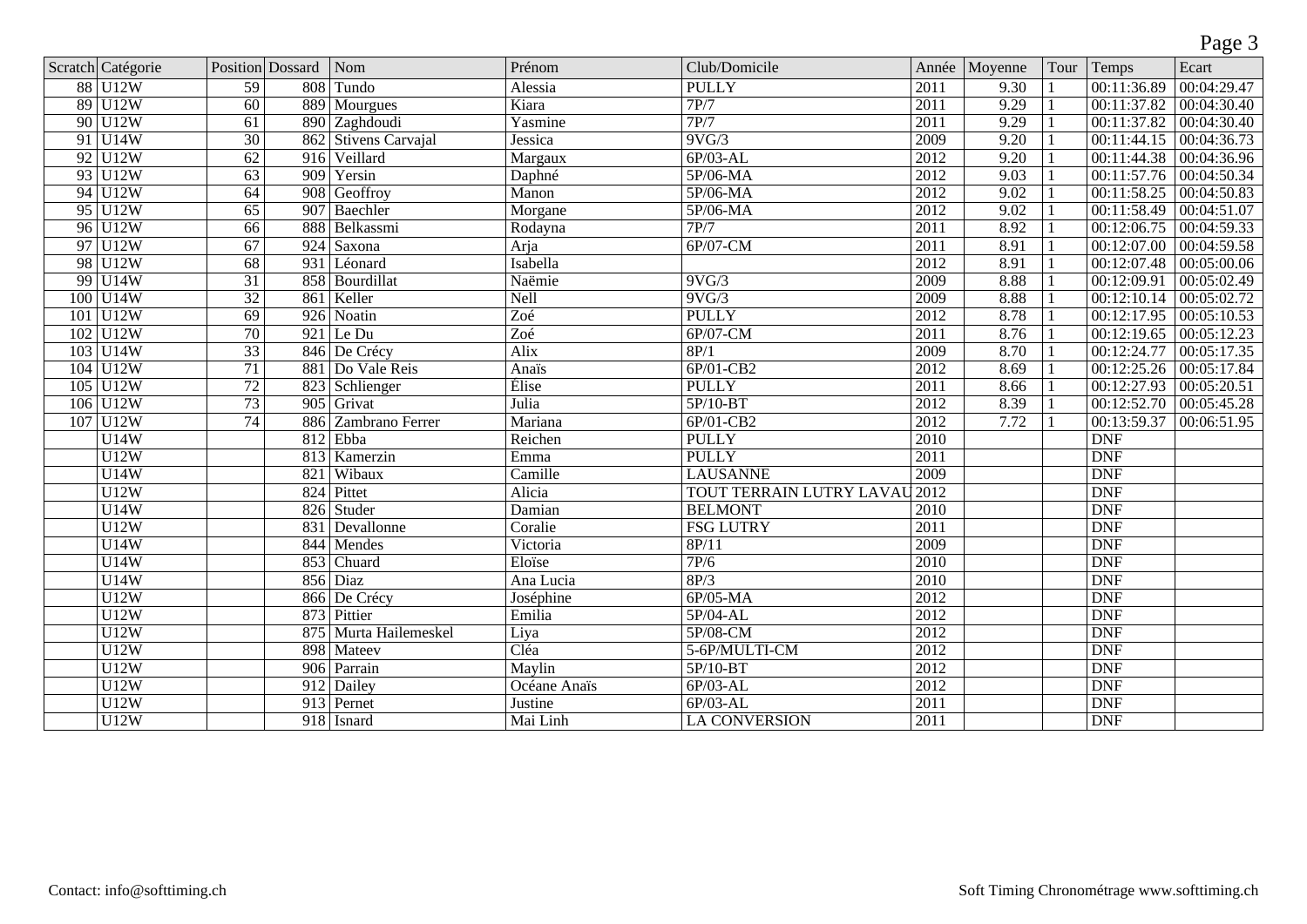| Scratch | Catégorie | Position | Dossard | Nom | Prénom | Club/Domicile | Année | Moyenne | Tour | Temps | Ecart |
|---|---|---|---|---|---|---|---|---|---|---|---|
| 88 | U12W | 59 | 808 | Tundo | Alessia | PULLY | 2011 | 9.30 | 1 | 00:11:36.89 | 00:04:29.47 |
| 89 | U12W | 60 | 889 | Mourgues | Kiara | 7P/7 | 2011 | 9.29 | 1 | 00:11:37.82 | 00:04:30.40 |
| 90 | U12W | 61 | 890 | Zaghdoudi | Yasmine | 7P/7 | 2011 | 9.29 | 1 | 00:11:37.82 | 00:04:30.40 |
| 91 | U14W | 30 | 862 | Stivens Carvajal | Jessica | 9VG/3 | 2009 | 9.20 | 1 | 00:11:44.15 | 00:04:36.73 |
| 92 | U12W | 62 | 916 | Veillard | Margaux | 6P/03-AL | 2012 | 9.20 | 1 | 00:11:44.38 | 00:04:36.96 |
| 93 | U12W | 63 | 909 | Yersin | Daphné | 5P/06-MA | 2012 | 9.03 | 1 | 00:11:57.76 | 00:04:50.34 |
| 94 | U12W | 64 | 908 | Geoffroy | Manon | 5P/06-MA | 2012 | 9.02 | 1 | 00:11:58.25 | 00:04:50.83 |
| 95 | U12W | 65 | 907 | Baechler | Morgane | 5P/06-MA | 2012 | 9.02 | 1 | 00:11:58.49 | 00:04:51.07 |
| 96 | U12W | 66 | 888 | Belkassmi | Rodayna | 7P/7 | 2011 | 8.92 | 1 | 00:12:06.75 | 00:04:59.33 |
| 97 | U12W | 67 | 924 | Saxona | Arja | 6P/07-CM | 2011 | 8.91 | 1 | 00:12:07.00 | 00:04:59.58 |
| 98 | U12W | 68 | 931 | Léonard | Isabella | | 2012 | 8.91 | 1 | 00:12:07.48 | 00:05:00.06 |
| 99 | U14W | 31 | 858 | Bourdillat | Naëmie | 9VG/3 | 2009 | 8.88 | 1 | 00:12:09.91 | 00:05:02.49 |
| 100 | U14W | 32 | 861 | Keller | Nell | 9VG/3 | 2009 | 8.88 | 1 | 00:12:10.14 | 00:05:02.72 |
| 101 | U12W | 69 | 926 | Noatin | Zoé | PULLY | 2012 | 8.78 | 1 | 00:12:17.95 | 00:05:10.53 |
| 102 | U12W | 70 | 921 | Le Du | Zoé | 6P/07-CM | 2011 | 8.76 | 1 | 00:12:19.65 | 00:05:12.23 |
| 103 | U14W | 33 | 846 | De Crécy | Alix | 8P/1 | 2009 | 8.70 | 1 | 00:12:24.77 | 00:05:17.35 |
| 104 | U12W | 71 | 881 | Do Vale Reis | Anaïs | 6P/01-CB2 | 2012 | 8.69 | 1 | 00:12:25.26 | 00:05:17.84 |
| 105 | U12W | 72 | 823 | Schlienger | Elise | PULLY | 2011 | 8.66 | 1 | 00:12:27.93 | 00:05:20.51 |
| 106 | U12W | 73 | 905 | Grivat | Julia | 5P/10-BT | 2012 | 8.39 | 1 | 00:12:52.70 | 00:05:45.28 |
| 107 | U12W | 74 | 886 | Zambrano Ferrer | Mariana | 6P/01-CB2 | 2012 | 7.72 | 1 | 00:13:59.37 | 00:06:51.95 |
| | U14W | | 812 | Ebba | Reichen | PULLY | 2010 | | | DNF | |
| | U12W | | 813 | Kamerzin | Emma | PULLY | 2011 | | | DNF | |
| | U14W | | 821 | Wibaux | Camille | LAUSANNE | 2009 | | | DNF | |
| | U12W | | 824 | Pittet | Alicia | TOUT TERRAIN LUTRY LAVAU | 2012 | | | DNF | |
| | U14W | | 826 | Studer | Damian | BELMONT | 2010 | | | DNF | |
| | U12W | | 831 | Devallonne | Coralie | FSG LUTRY | 2011 | | | DNF | |
| | U14W | | 844 | Mendes | Victoria | 8P/11 | 2009 | | | DNF | |
| | U14W | | 853 | Chuard | Eloïse | 7P/6 | 2010 | | | DNF | |
| | U14W | | 856 | Diaz | Ana Lucia | 8P/3 | 2010 | | | DNF | |
| | U12W | | 866 | De Crécy | Joséphine | 6P/05-MA | 2012 | | | DNF | |
| | U12W | | 873 | Pittier | Emilia | 5P/04-AL | 2012 | | | DNF | |
| | U12W | | 875 | Murta Hailemeskel | Liya | 5P/08-CM | 2012 | | | DNF | |
| | U12W | | 898 | Mateev | Cléa | 5-6P/MULTI-CM | 2012 | | | DNF | |
| | U12W | | 906 | Parrain | Maylin | 5P/10-BT | 2012 | | | DNF | |
| | U12W | | 912 | Dailey | Océane Anaïs | 6P/03-AL | 2012 | | | DNF | |
| | U12W | | 913 | Pernet | Justine | 6P/03-AL | 2011 | | | DNF | |
| | U12W | | 918 | Isnard | Mai Linh | LA CONVERSION | 2011 | | | DNF | |

Contact: info@softtiming.ch

Soft Timing Chronométrage www.softtiming.ch